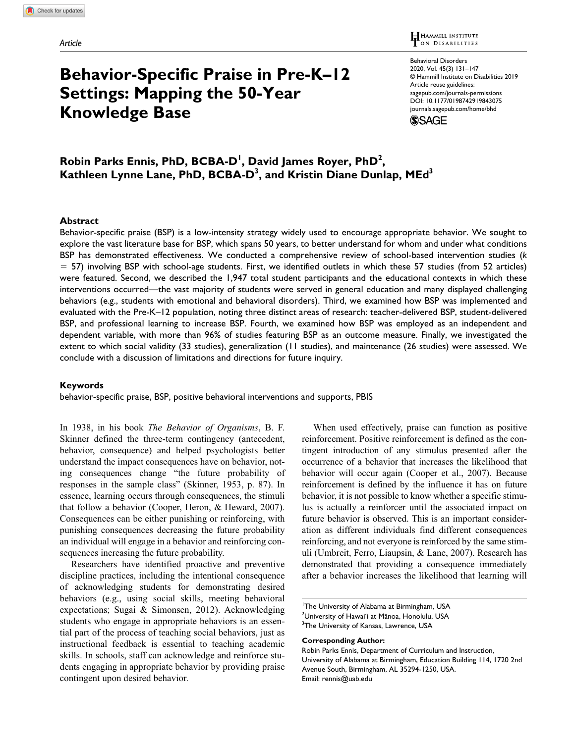Article

# Behavior-Specific Praise in Pre-K–12 Settings: Mapping the 50-Year Knowledge Base

Robin Parks Ennis, PhD, BCBA-D[1], David James Royer, PhD[2], Kathleen Lynne Lane, PhD, BCBA-D[3], and Kristin Diane Dunlap, MEd[3]

## Abstract

Behavior-specific praise (BSP) is a low-intensity strategy widely used to encourage appropriate behavior. We sought to explore the vast literature base for BSP, which spans 50 years, to better understand for whom and under what conditions BSP has demonstrated effectiveness. We conducted a comprehensive review of school-based intervention studies ($k = 57$) involving BSP with school-age students. First, we identified outlets in which these 57 studies (from 52 articles) were featured. Second, we described the 1,947 total student participants and the educational contexts in which these interventions occurred—the vast majority of students were served in general education and many displayed challenging behaviors (e.g., students with emotional and behavioral disorders). Third, we examined how BSP was implemented and evaluated with the Pre-K–12 population, noting three distinct areas of research: teacher-delivered BSP, student-delivered BSP, and professional learning to increase BSP. Fourth, we examined how BSP was employed as an independent and dependent variable, with more than 96% of studies featuring BSP as an outcome measure. Finally, we investigated the extent to which social validity (33 studies), generalization (11 studies), and maintenance (26 studies) were assessed. We conclude with a discussion of limitations and directions for future inquiry.

## Keywords

behavior-specific praise, BSP, positive behavioral interventions and supports, PBIS

In 1938, in his book *The Behavior of Organisms*, B. F. Skinner defined the three-term contingency (antecedent, behavior, consequence) and helped psychologists better understand the impact consequences have on behavior, noting consequences change "the future probability of responses in the sample class" (Skinner, 1953, p. 87). In essence, learning occurs through consequences, the stimuli that follow a behavior (Cooper, Heron, & Heward, 2007). Consequences can be either punishing or reinforcing, with punishing consequences decreasing the future probability an individual will engage in a behavior and reinforcing consequences increasing the future probability.

Researchers have identified proactive and preventive discipline practices, including the intentional consequence of acknowledging students for demonstrating desired behaviors (e.g., using social skills, meeting behavioral expectations; Sugai & Simonsen, 2012). Acknowledging students who engage in appropriate behaviors is an essential part of the process of teaching social behaviors, just as instructional feedback is essential to teaching academic skills. In schools, staff can acknowledge and reinforce students engaging in appropriate behavior by providing praise contingent upon desired behavior.

When used effectively, praise can function as positive reinforcement. Positive reinforcement is defined as the contingent introduction of any stimulus presented after the occurrence of a behavior that increases the likelihood that behavior will occur again (Cooper et al., 2007). Because reinforcement is defined by the influence it has on future behavior, it is not possible to know whether a specific stimulus is actually a reinforcer until the associated impact on future behavior is observed. This is an important consideration as different individuals find different consequences reinforcing, and not everyone is reinforced by the same stimuli (Umbreit, Ferro, Liaupsin, & Lane, 2007). Research has demonstrated that providing a consequence immediately after a behavior increases the likelihood that learning will

[1]The University of Alabama at Birmingham, USA
[2]University of Hawai'i at Mānoa, Honolulu, USA
[3]The University of Kansas, Lawrence, USA

**Corresponding Author:**
Robin Parks Ennis, Department of Curriculum and Instruction, University of Alabama at Birmingham, Education Building 114, 1720 2nd Avenue South, Birmingham, AL 35294-1250, USA.
Email: rennis@uab.edu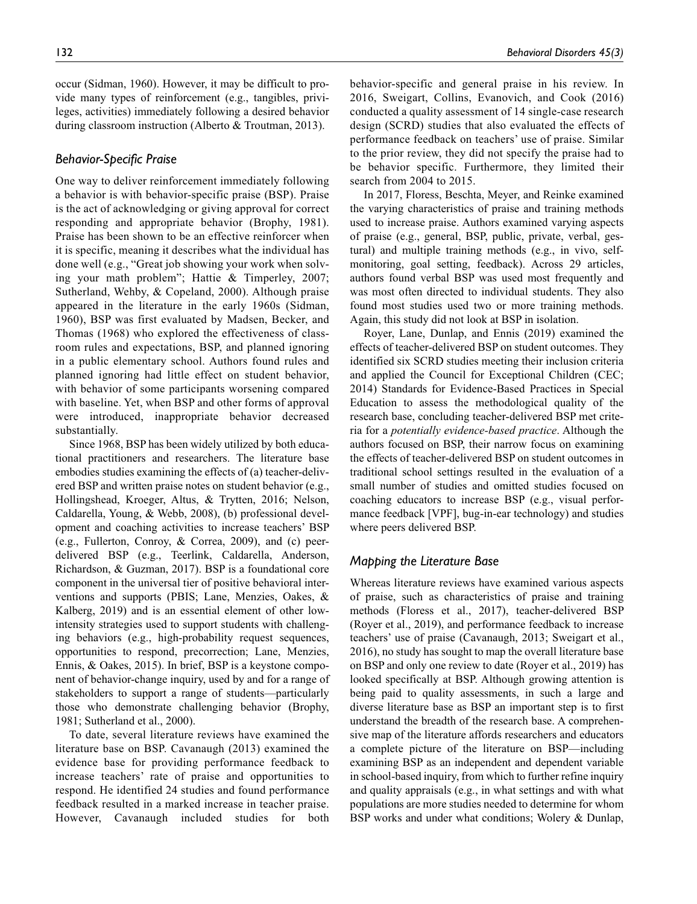occur (Sidman, 1960). However, it may be difficult to provide many types of reinforcement (e.g., tangibles, privileges, activities) immediately following a desired behavior during classroom instruction (Alberto & Troutman, 2013).

## *Behavior-Specific Praise*

One way to deliver reinforcement immediately following a behavior is with behavior-specific praise (BSP). Praise is the act of acknowledging or giving approval for correct responding and appropriate behavior (Brophy, 1981). Praise has been shown to be an effective reinforcer when it is specific, meaning it describes what the individual has done well (e.g., "Great job showing your work when solving your math problem"; Hattie & Timperley, 2007; Sutherland, Wehby, & Copeland, 2000). Although praise appeared in the literature in the early 1960s (Sidman, 1960), BSP was first evaluated by Madsen, Becker, and Thomas (1968) who explored the effectiveness of classroom rules and expectations, BSP, and planned ignoring in a public elementary school. Authors found rules and planned ignoring had little effect on student behavior, with behavior of some participants worsening compared with baseline. Yet, when BSP and other forms of approval were introduced, inappropriate behavior decreased substantially.

Since 1968, BSP has been widely utilized by both educational practitioners and researchers. The literature base embodies studies examining the effects of (a) teacher-delivered BSP and written praise notes on student behavior (e.g., Hollingshead, Kroeger, Altus, & Trytten, 2016; Nelson, Caldarella, Young, & Webb, 2008), (b) professional development and coaching activities to increase teachers' BSP (e.g., Fullerton, Conroy, & Correa, 2009), and (c) peer-delivered BSP (e.g., Teerlink, Caldarella, Anderson, Richardson, & Guzman, 2017). BSP is a foundational core component in the universal tier of positive behavioral interventions and supports (PBIS; Lane, Menzies, Oakes, & Kalberg, 2019) and is an essential element of other low-intensity strategies used to support students with challenging behaviors (e.g., high-probability request sequences, opportunities to respond, precorrection; Lane, Menzies, Ennis, & Oakes, 2015). In brief, BSP is a keystone component of behavior-change inquiry, used by and for a range of stakeholders to support a range of students—particularly those who demonstrate challenging behavior (Brophy, 1981; Sutherland et al., 2000).

To date, several literature reviews have examined the literature base on BSP. Cavanaugh (2013) examined the evidence base for providing performance feedback to increase teachers' rate of praise and opportunities to respond. He identified 24 studies and found performance feedback resulted in a marked increase in teacher praise. However, Cavanaugh included studies for both behavior-specific and general praise in his review. In 2016, Sweigart, Collins, Evanovich, and Cook (2016) conducted a quality assessment of 14 single-case research design (SCRD) studies that also evaluated the effects of performance feedback on teachers' use of praise. Similar to the prior review, they did not specify the praise had to be behavior specific. Furthermore, they limited their search from 2004 to 2015.

In 2017, Floress, Beschta, Meyer, and Reinke examined the varying characteristics of praise and training methods used to increase praise. Authors examined varying aspects of praise (e.g., general, BSP, public, private, verbal, gestural) and multiple training methods (e.g., in vivo, self-monitoring, goal setting, feedback). Across 29 articles, authors found verbal BSP was used most frequently and was most often directed to individual students. They also found most studies used two or more training methods. Again, this study did not look at BSP in isolation.

Royer, Lane, Dunlap, and Ennis (2019) examined the effects of teacher-delivered BSP on student outcomes. They identified six SCRD studies meeting their inclusion criteria and applied the Council for Exceptional Children (CEC; 2014) Standards for Evidence-Based Practices in Special Education to assess the methodological quality of the research base, concluding teacher-delivered BSP met criteria for a *potentially evidence-based practice*. Although the authors focused on BSP, their narrow focus on examining the effects of teacher-delivered BSP on student outcomes in traditional school settings resulted in the evaluation of a small number of studies and omitted studies focused on coaching educators to increase BSP (e.g., visual performance feedback [VPF], bug-in-ear technology) and studies where peers delivered BSP.

## *Mapping the Literature Base*

Whereas literature reviews have examined various aspects of praise, such as characteristics of praise and training methods (Floress et al., 2017), teacher-delivered BSP (Royer et al., 2019), and performance feedback to increase teachers' use of praise (Cavanaugh, 2013; Sweigart et al., 2016), no study has sought to map the overall literature base on BSP and only one review to date (Royer et al., 2019) has looked specifically at BSP. Although growing attention is being paid to quality assessments, in such a large and diverse literature base as BSP an important step is to first understand the breadth of the research base. A comprehensive map of the literature affords researchers and educators a complete picture of the literature on BSP—including examining BSP as an independent and dependent variable in school-based inquiry, from which to further refine inquiry and quality appraisals (e.g., in what settings and with what populations are more studies needed to determine for whom BSP works and under what conditions; Wolery & Dunlap,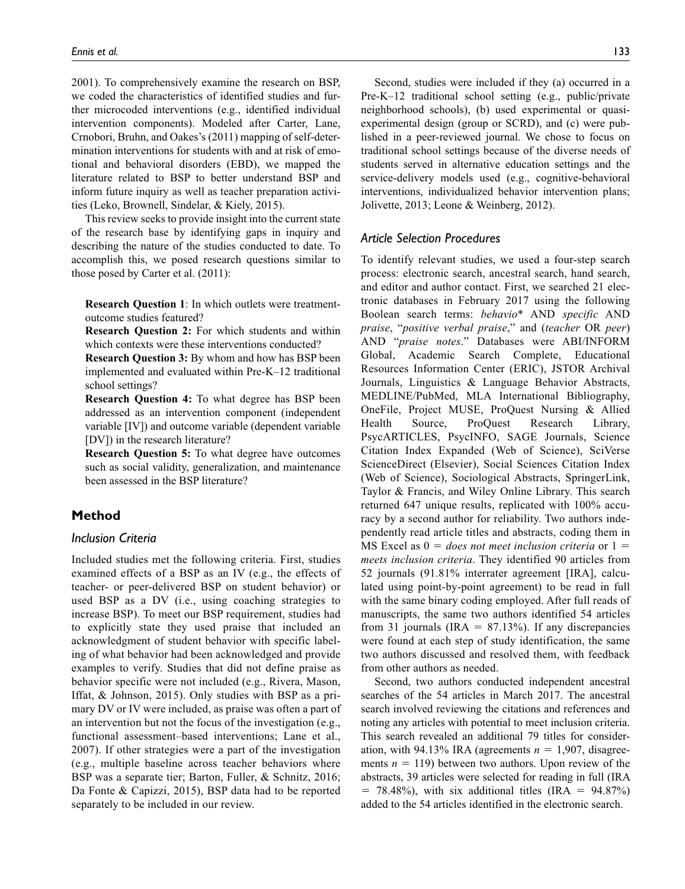2001). To comprehensively examine the research on BSP, we coded the characteristics of identified studies and further microcoded interventions (e.g., identified individual intervention components). Modeled after Carter, Lane, Crnobori, Bruhn, and Oakes's (2011) mapping of self-determination interventions for students with and at risk of emotional and behavioral disorders (EBD), we mapped the literature related to BSP to better understand BSP and inform future inquiry as well as teacher preparation activities (Leko, Brownell, Sindelar, & Kiely, 2015).

This review seeks to provide insight into the current state of the research base by identifying gaps in inquiry and describing the nature of the studies conducted to date. To accomplish this, we posed research questions similar to those posed by Carter et al. (2011):

> **Research Question 1**: In which outlets were treatment-outcome studies featured?
>
> **Research Question 2:** For which students and within which contexts were these interventions conducted?
>
> **Research Question 3:** By whom and how has BSP been implemented and evaluated within Pre-K–12 traditional school settings?
>
> **Research Question 4:** To what degree has BSP been addressed as an intervention component (independent variable [IV]) and outcome variable (dependent variable [DV]) in the research literature?
>
> **Research Question 5:** To what degree have outcomes such as social validity, generalization, and maintenance been assessed in the BSP literature?

## Method

### Inclusion Criteria

Included studies met the following criteria. First, studies examined effects of a BSP as an IV (e.g., the effects of teacher- or peer-delivered BSP on student behavior) or used BSP as a DV (i.e., using coaching strategies to increase BSP). To meet our BSP requirement, studies had to explicitly state they used praise that included an acknowledgment of student behavior with specific labeling of what behavior had been acknowledged and provide examples to verify. Studies that did not define praise as behavior specific were not included (e.g., Rivera, Mason, Iffat, & Johnson, 2015). Only studies with BSP as a primary DV or IV were included, as praise was often a part of an intervention but not the focus of the investigation (e.g., functional assessment–based interventions; Lane et al., 2007). If other strategies were a part of the investigation (e.g., multiple baseline across teacher behaviors where BSP was a separate tier; Barton, Fuller, & Schnitz, 2016; Da Fonte & Capizzi, 2015), BSP data had to be reported separately to be included in our review.

Second, studies were included if they (a) occurred in a Pre-K–12 traditional school setting (e.g., public/private neighborhood schools), (b) used experimental or quasi-experimental design (group or SCRD), and (c) were published in a peer-reviewed journal. We chose to focus on traditional school settings because of the diverse needs of students served in alternative education settings and the service-delivery models used (e.g., cognitive-behavioral interventions, individualized behavior intervention plans; Jolivette, 2013; Leone & Weinberg, 2012).

### Article Selection Procedures

To identify relevant studies, we used a four-step search process: electronic search, ancestral search, hand search, and editor and author contact. First, we searched 21 electronic databases in February 2017 using the following Boolean search terms: *behavio** AND *specific* AND *praise*, "*positive verbal praise*," and (*teacher* OR *peer*) AND "*praise notes*." Databases were ABI/INFORM Global, Academic Search Complete, Educational Resources Information Center (ERIC), JSTOR Archival Journals, Linguistics & Language Behavior Abstracts, MEDLINE/PubMed, MLA International Bibliography, OneFile, Project MUSE, ProQuest Nursing & Allied Health Source, ProQuest Research Library, PsycARTICLES, PsycINFO, SAGE Journals, Science Citation Index Expanded (Web of Science), SciVerse ScienceDirect (Elsevier), Social Sciences Citation Index (Web of Science), Sociological Abstracts, SpringerLink, Taylor & Francis, and Wiley Online Library. This search returned 647 unique results, replicated with 100% accuracy by a second author for reliability. Two authors independently read article titles and abstracts, coding them in MS Excel as 0 = *does not meet inclusion criteria* or 1 = *meets inclusion criteria*. They identified 90 articles from 52 journals (91.81% interrater agreement [IRA], calculated using point-by-point agreement) to be read in full with the same binary coding employed. After full reads of manuscripts, the same two authors identified 54 articles from 31 journals (IRA = 87.13%). If any discrepancies were found at each step of study identification, the same two authors discussed and resolved them, with feedback from other authors as needed.

Second, two authors conducted independent ancestral searches of the 54 articles in March 2017. The ancestral search involved reviewing the citations and references and noting any articles with potential to meet inclusion criteria. This search revealed an additional 79 titles for consideration, with 94.13% IRA (agreements $n$ = 1,907, disagreements $n$ = 119) between two authors. Upon review of the abstracts, 39 articles were selected for reading in full (IRA = 78.48%), with six additional titles (IRA = 94.87%) added to the 54 articles identified in the electronic search.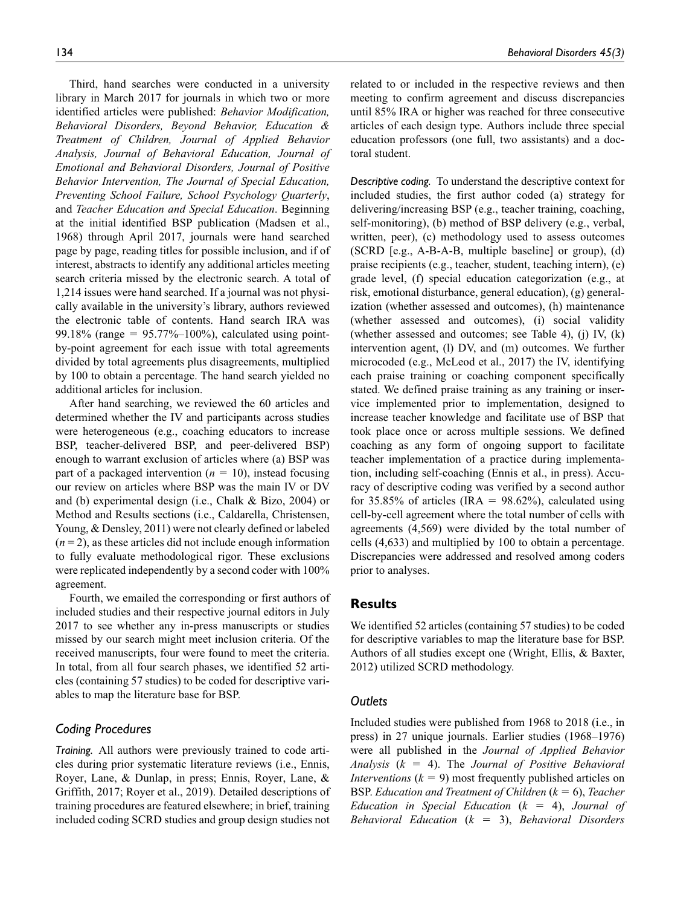Third, hand searches were conducted in a university library in March 2017 for journals in which two or more identified articles were published: *Behavior Modification, Behavioral Disorders, Beyond Behavior, Education & Treatment of Children, Journal of Applied Behavior Analysis, Journal of Behavioral Education, Journal of Emotional and Behavioral Disorders, Journal of Positive Behavior Intervention, The Journal of Special Education, Preventing School Failure, School Psychology Quarterly*, and *Teacher Education and Special Education*. Beginning at the initial identified BSP publication (Madsen et al., 1968) through April 2017, journals were hand searched page by page, reading titles for possible inclusion, and if of interest, abstracts to identify any additional articles meeting search criteria missed by the electronic search. A total of 1,214 issues were hand searched. If a journal was not physically available in the university's library, authors reviewed the electronic table of contents. Hand search IRA was 99.18% (range = 95.77%–100%), calculated using point-by-point agreement for each issue with total agreements divided by total agreements plus disagreements, multiplied by 100 to obtain a percentage. The hand search yielded no additional articles for inclusion.

After hand searching, we reviewed the 60 articles and determined whether the IV and participants across studies were heterogeneous (e.g., coaching educators to increase BSP, teacher-delivered BSP, and peer-delivered BSP) enough to warrant exclusion of articles where (a) BSP was part of a packaged intervention ($n$ = 10), instead focusing our review on articles where BSP was the main IV or DV and (b) experimental design (i.e., Chalk & Bizo, 2004) or Method and Results sections (i.e., Caldarella, Christensen, Young, & Densley, 2011) were not clearly defined or labeled ($n$ = 2), as these articles did not include enough information to fully evaluate methodological rigor. These exclusions were replicated independently by a second coder with 100% agreement.

Fourth, we emailed the corresponding or first authors of included studies and their respective journal editors in July 2017 to see whether any in-press manuscripts or studies missed by our search might meet inclusion criteria. Of the received manuscripts, four were found to meet the criteria. In total, from all four search phases, we identified 52 articles (containing 57 studies) to be coded for descriptive variables to map the literature base for BSP.

## Coding Procedures

*Training.* All authors were previously trained to code articles during prior systematic literature reviews (i.e., Ennis, Royer, Lane, & Dunlap, in press; Ennis, Royer, Lane, & Griffith, 2017; Royer et al., 2019). Detailed descriptions of training procedures are featured elsewhere; in brief, training included coding SCRD studies and group design studies not related to or included in the respective reviews and then meeting to confirm agreement and discuss discrepancies until 85% IRA or higher was reached for three consecutive articles of each design type. Authors include three special education professors (one full, two assistants) and a doctoral student.

*Descriptive coding.* To understand the descriptive context for included studies, the first author coded (a) strategy for delivering/increasing BSP (e.g., teacher training, coaching, self-monitoring), (b) method of BSP delivery (e.g., verbal, written, peer), (c) methodology used to assess outcomes (SCRD [e.g., A-B-A-B, multiple baseline] or group), (d) praise recipients (e.g., teacher, student, teaching intern), (e) grade level, (f) special education categorization (e.g., at risk, emotional disturbance, general education), (g) generalization (whether assessed and outcomes), (h) maintenance (whether assessed and outcomes), (i) social validity (whether assessed and outcomes; see Table 4), (j) IV, (k) intervention agent, (l) DV, and (m) outcomes. We further microcoded (e.g., McLeod et al., 2017) the IV, identifying each praise training or coaching component specifically stated. We defined praise training as any training or inservice implemented prior to implementation, designed to increase teacher knowledge and facilitate use of BSP that took place once or across multiple sessions. We defined coaching as any form of ongoing support to facilitate teacher implementation of a practice during implementation, including self-coaching (Ennis et al., in press). Accuracy of descriptive coding was verified by a second author for 35.85% of articles (IRA = 98.62%), calculated using cell-by-cell agreement where the total number of cells with agreements (4,569) were divided by the total number of cells (4,633) and multiplied by 100 to obtain a percentage. Discrepancies were addressed and resolved among coders prior to analyses.

# Results

We identified 52 articles (containing 57 studies) to be coded for descriptive variables to map the literature base for BSP. Authors of all studies except one (Wright, Ellis, & Baxter, 2012) utilized SCRD methodology.

## Outlets

Included studies were published from 1968 to 2018 (i.e., in press) in 27 unique journals. Earlier studies (1968–1976) were all published in the *Journal of Applied Behavior Analysis* ($k$ = 4). The *Journal of Positive Behavioral Interventions* ($k$ = 9) most frequently published articles on BSP. *Education and Treatment of Children* ($k$ = 6), *Teacher Education in Special Education* ($k$ = 4), *Journal of Behavioral Education* ($k$ = 3), *Behavioral Disorders*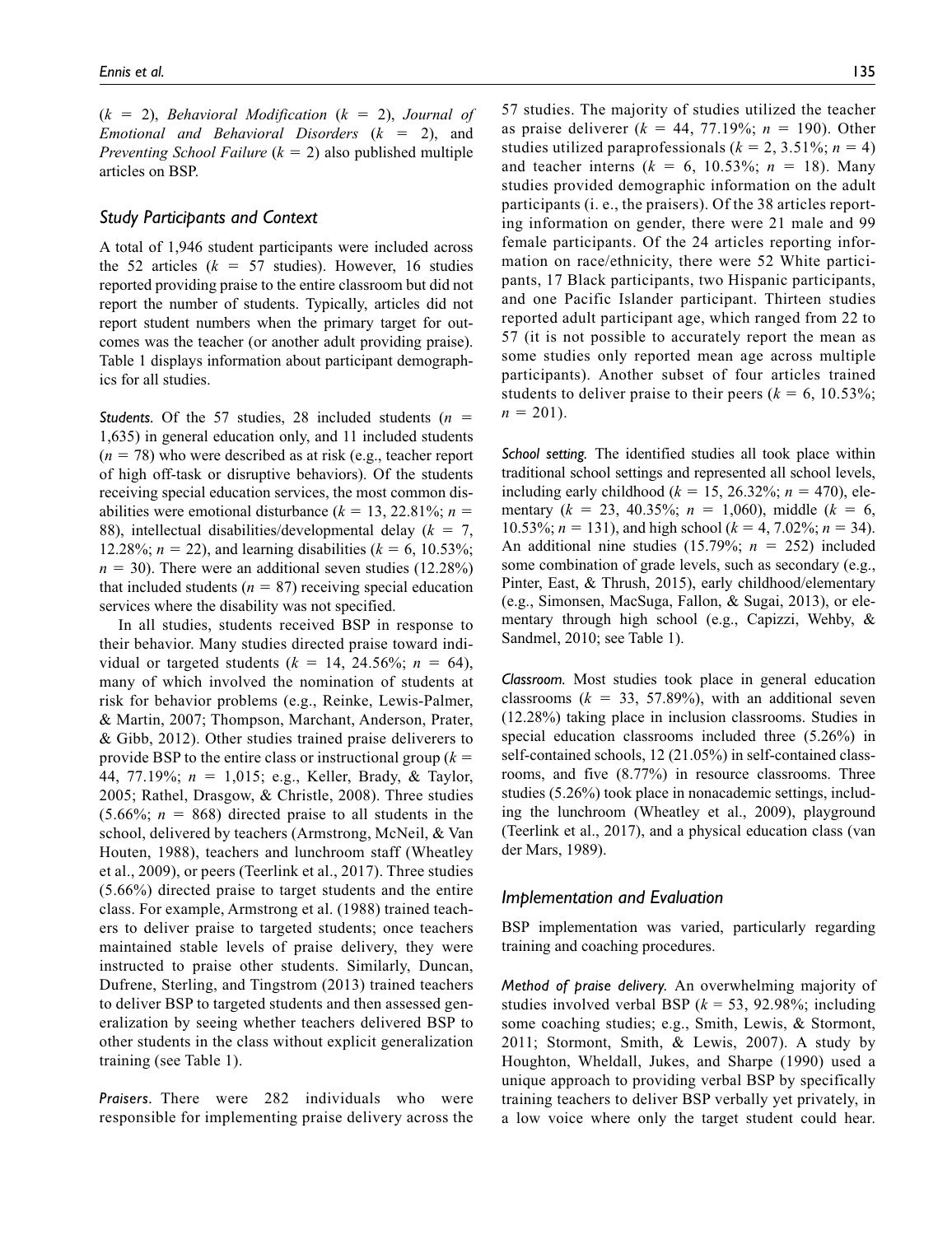($k$ = 2), *Behavioral Modification* ($k$ = 2), *Journal of Emotional and Behavioral Disorders* ($k$ = 2), and *Preventing School Failure* ($k$ = 2) also published multiple articles on BSP.

## Study Participants and Context

A total of 1,946 student participants were included across the 52 articles ($k$ = 57 studies). However, 16 studies reported providing praise to the entire classroom but did not report the number of students. Typically, articles did not report student numbers when the primary target for outcomes was the teacher (or another adult providing praise). Table 1 displays information about participant demographics for all studies.

*Students.* Of the 57 studies, 28 included students ($n$ = 1,635) in general education only, and 11 included students ($n$ = 78) who were described as at risk (e.g., teacher report of high off-task or disruptive behaviors). Of the students receiving special education services, the most common disabilities were emotional disturbance ($k$ = 13, 22.81%; $n$ = 88), intellectual disabilities/developmental delay ($k$ = 7, 12.28%; $n$ = 22), and learning disabilities ($k$ = 6, 10.53%; $n$ = 30). There were an additional seven studies (12.28%) that included students ($n$ = 87) receiving special education services where the disability was not specified.

In all studies, students received BSP in response to their behavior. Many studies directed praise toward individual or targeted students ($k$ = 14, 24.56%; $n$ = 64), many of which involved the nomination of students at risk for behavior problems (e.g., Reinke, Lewis-Palmer, & Martin, 2007; Thompson, Marchant, Anderson, Prater, & Gibb, 2012). Other studies trained praise deliverers to provide BSP to the entire class or instructional group ($k$ = 44, 77.19%; $n$ = 1,015; e.g., Keller, Brady, & Taylor, 2005; Rathel, Drasgow, & Christle, 2008). Three studies (5.66%; $n$ = 868) directed praise to all students in the school, delivered by teachers (Armstrong, McNeil, & Van Houten, 1988), teachers and lunchroom staff (Wheatley et al., 2009), or peers (Teerlink et al., 2017). Three studies (5.66%) directed praise to target students and the entire class. For example, Armstrong et al. (1988) trained teachers to deliver praise to targeted students; once teachers maintained stable levels of praise delivery, they were instructed to praise other students. Similarly, Duncan, Dufrene, Sterling, and Tingstrom (2013) trained teachers to deliver BSP to targeted students and then assessed generalization by seeing whether teachers delivered BSP to other students in the class without explicit generalization training (see Table 1).

*Praisers*. There were 282 individuals who were responsible for implementing praise delivery across the 57 studies. The majority of studies utilized the teacher as praise deliverer ($k$ = 44, 77.19%; $n$ = 190). Other studies utilized paraprofessionals ($k$ = 2, 3.51%; $n$ = 4) and teacher interns ($k$ = 6, 10.53%; $n$ = 18). Many studies provided demographic information on the adult participants (i. e., the praisers). Of the 38 articles reporting information on gender, there were 21 male and 99 female participants. Of the 24 articles reporting information on race/ethnicity, there were 52 White participants, 17 Black participants, two Hispanic participants, and one Pacific Islander participant. Thirteen studies reported adult participant age, which ranged from 22 to 57 (it is not possible to accurately report the mean as some studies only reported mean age across multiple participants). Another subset of four articles trained students to deliver praise to their peers ($k$ = 6, 10.53%; $n$ = 201).

*School setting.* The identified studies all took place within traditional school settings and represented all school levels, including early childhood ($k$ = 15, 26.32%; $n$ = 470), elementary ($k$ = 23, 40.35%; $n$ = 1,060), middle ($k$ = 6, 10.53%; $n$ = 131), and high school ($k$ = 4, 7.02%; $n$ = 34). An additional nine studies (15.79%; $n$ = 252) included some combination of grade levels, such as secondary (e.g., Pinter, East, & Thrush, 2015), early childhood/elementary (e.g., Simonsen, MacSuga, Fallon, & Sugai, 2013), or elementary through high school (e.g., Capizzi, Wehby, & Sandmel, 2010; see Table 1).

*Classroom.* Most studies took place in general education classrooms ($k$ = 33, 57.89%), with an additional seven (12.28%) taking place in inclusion classrooms. Studies in special education classrooms included three (5.26%) in self-contained schools, 12 (21.05%) in self-contained classrooms, and five (8.77%) in resource classrooms. Three studies (5.26%) took place in nonacademic settings, including the lunchroom (Wheatley et al., 2009), playground (Teerlink et al., 2017), and a physical education class (van der Mars, 1989).

## Implementation and Evaluation

BSP implementation was varied, particularly regarding training and coaching procedures.

*Method of praise delivery.* An overwhelming majority of studies involved verbal BSP ($k$ = 53, 92.98%; including some coaching studies; e.g., Smith, Lewis, & Stormont, 2011; Stormont, Smith, & Lewis, 2007). A study by Houghton, Wheldall, Jukes, and Sharpe (1990) used a unique approach to providing verbal BSP by specifically training teachers to deliver BSP verbally yet privately, in a low voice where only the target student could hear.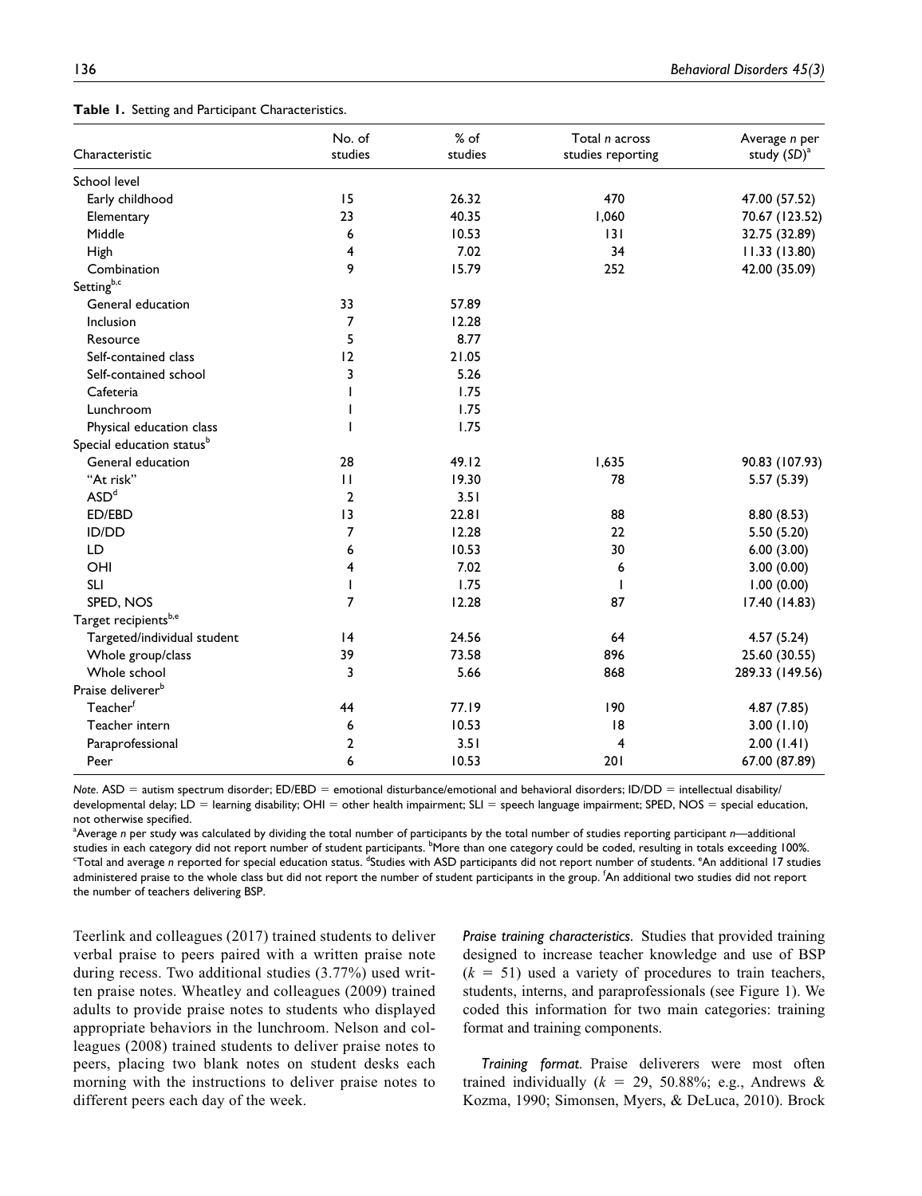**Table 1.** Setting and Participant Characteristics.

| Characteristic | No. of studies | % of studies | Total *n* across studies reporting | Average *n* per study (*SD*)[a] |
|---|---|---|---|---|
| School level | | | | |
| Early childhood | 15 | 26.32 | 470 | 47.00 (57.52) |
| Elementary | 23 | 40.35 | 1,060 | 70.67 (123.52) |
| Middle | 6 | 10.53 | 131 | 32.75 (32.89) |
| High | 4 | 7.02 | 34 | 11.33 (13.80) |
| Combination | 9 | 15.79 | 252 | 42.00 (35.09) |
| Setting[b,c] | | | | |
| General education | 33 | 57.89 | | |
| Inclusion | 7 | 12.28 | | |
| Resource | 5 | 8.77 | | |
| Self-contained class | 12 | 21.05 | | |
| Self-contained school | 3 | 5.26 | | |
| Cafeteria | 1 | 1.75 | | |
| Lunchroom | 1 | 1.75 | | |
| Physical education class | 1 | 1.75 | | |
| Special education status[b] | | | | |
| General education | 28 | 49.12 | 1,635 | 90.83 (107.93) |
| "At risk" | 11 | 19.30 | 78 | 5.57 (5.39) |
| ASD[d] | 2 | 3.51 | | |
| ED/EBD | 13 | 22.81 | 88 | 8.80 (8.53) |
| ID/DD | 7 | 12.28 | 22 | 5.50 (5.20) |
| LD | 6 | 10.53 | 30 | 6.00 (3.00) |
| OHI | 4 | 7.02 | 6 | 3.00 (0.00) |
| SLI | 1 | 1.75 | 1 | 1.00 (0.00) |
| SPED, NOS | 7 | 12.28 | 87 | 17.40 (14.83) |
| Target recipients[b,e] | | | | |
| Targeted/individual student | 14 | 24.56 | 64 | 4.57 (5.24) |
| Whole group/class | 39 | 73.58 | 896 | 25.60 (30.55) |
| Whole school | 3 | 5.66 | 868 | 289.33 (149.56) |
| Praise deliverer[b] | | | | |
| Teacher[f] | 44 | 77.19 | 190 | 4.87 (7.85) |
| Teacher intern | 6 | 10.53 | 18 | 3.00 (1.10) |
| Paraprofessional | 2 | 3.51 | 4 | 2.00 (1.41) |
| Peer | 6 | 10.53 | 201 | 67.00 (87.89) |

*Note*. ASD = autism spectrum disorder; ED/EBD = emotional disturbance/emotional and behavioral disorders; ID/DD = intellectual disability/developmental delay; LD = learning disability; OHI = other health impairment; SLI = speech language impairment; SPED, NOS = special education, not otherwise specified.
[a]Average *n* per study was calculated by dividing the total number of participants by the total number of studies reporting participant *n*—additional studies in each category did not report number of student participants. [b]More than one category could be coded, resulting in totals exceeding 100%. [c]Total and average *n* reported for special education status. [d]Studies with ASD participants did not report number of students. [e]An additional 17 studies administered praise to the whole class but did not report the number of student participants in the group. [f]An additional two studies did not report the number of teachers delivering BSP.

Teerlink and colleagues (2017) trained students to deliver verbal praise to peers paired with a written praise note during recess. Two additional studies (3.77%) used written praise notes. Wheatley and colleagues (2009) trained adults to provide praise notes to students who displayed appropriate behaviors in the lunchroom. Nelson and colleagues (2008) trained students to deliver praise notes to peers, placing two blank notes on student desks each morning with the instructions to deliver praise notes to different peers each day of the week.

*Praise training characteristics.* Studies that provided training designed to increase teacher knowledge and use of BSP ($k$ = 51) used a variety of procedures to train teachers, students, interns, and paraprofessionals (see Figure 1). We coded this information for two main categories: training format and training components.

*Training format*. Praise deliverers were most often trained individually ($k$ = 29, 50.88%; e.g., Andrews & Kozma, 1990; Simonsen, Myers, & DeLuca, 2010). Brock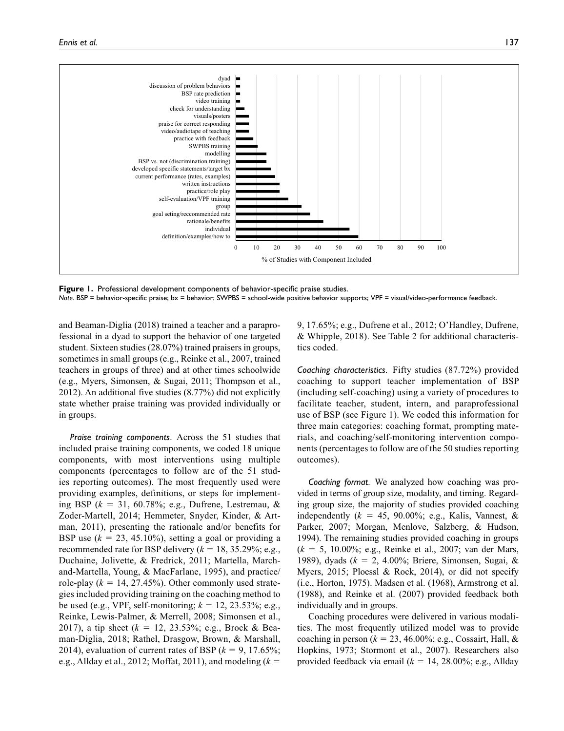Figure 1. Professional development components of behavior-specific praise studies.
*Note.* BSP = behavior-specific praise; bx = behavior; SWPBS = school-wide positive behavior supports; VPF = visual/video-performance feedback.

and Beaman-Diglia (2018) trained a teacher and a paraprofessional in a dyad to support the behavior of one targeted student. Sixteen studies (28.07%) trained praisers in groups, sometimes in small groups (e.g., Reinke et al., 2007, trained teachers in groups of three) and at other times schoolwide (e.g., Myers, Simonsen, & Sugai, 2011; Thompson et al., 2012). An additional five studies (8.77%) did not explicitly state whether praise training was provided individually or in groups.

*Praise training components*. Across the 51 studies that included praise training components, we coded 18 unique components, with most interventions using multiple components (percentages to follow are of the 51 studies reporting outcomes). The most frequently used were providing examples, definitions, or steps for implementing BSP ($k$ = 31, 60.78%; e.g., Dufrene, Lestremau, & Zoder-Martell, 2014; Hemmeter, Snyder, Kinder, & Artman, 2011), presenting the rationale and/or benefits for BSP use ($k$ = 23, 45.10%), setting a goal or providing a recommended rate for BSP delivery ($k$ = 18, 35.29%; e.g., Duchaine, Jolivette, & Fredrick, 2011; Martella, Marchand-Martella, Young, & MacFarlane, 1995), and practice/role-play ($k$ = 14, 27.45%). Other commonly used strategies included providing training on the coaching method to be used (e.g., VPF, self-monitoring; $k$ = 12, 23.53%; e.g., Reinke, Lewis-Palmer, & Merrell, 2008; Simonsen et al., 2017), a tip sheet ($k$ = 12, 23.53%; e.g., Brock & Beaman-Diglia, 2018; Rathel, Drasgow, Brown, & Marshall, 2014), evaluation of current rates of BSP ($k$ = 9, 17.65%; e.g., Allday et al., 2012; Moffat, 2011), and modeling ($k$ = 9, 17.65%; e.g., Dufrene et al., 2012; O'Handley, Dufrene, & Whipple, 2018). See Table 2 for additional characteristics coded.

*Coaching characteristics*. Fifty studies (87.72%) provided coaching to support teacher implementation of BSP (including self-coaching) using a variety of procedures to facilitate teacher, student, intern, and paraprofessional use of BSP (see Figure 1). We coded this information for three main categories: coaching format, prompting materials, and coaching/self-monitoring intervention components (percentages to follow are of the 50 studies reporting outcomes).

*Coaching format.* We analyzed how coaching was provided in terms of group size, modality, and timing. Regarding group size, the majority of studies provided coaching independently ($k$ = 45, 90.00%; e.g., Kalis, Vannest, & Parker, 2007; Morgan, Menlove, Salzberg, & Hudson, 1994). The remaining studies provided coaching in groups ($k$ = 5, 10.00%; e.g., Reinke et al., 2007; van der Mars, 1989), dyads ($k$ = 2, 4.00%; Briere, Simonsen, Sugai, & Myers, 2015; Ploessl & Rock, 2014), or did not specify (i.e., Horton, 1975). Madsen et al. (1968), Armstrong et al. (1988), and Reinke et al. (2007) provided feedback both individually and in groups.

Coaching procedures were delivered in various modalities. The most frequently utilized model was to provide coaching in person ($k$ = 23, 46.00%; e.g., Cossairt, Hall, & Hopkins, 1973; Stormont et al., 2007). Researchers also provided feedback via email ($k$ = 14, 28.00%; e.g., Allday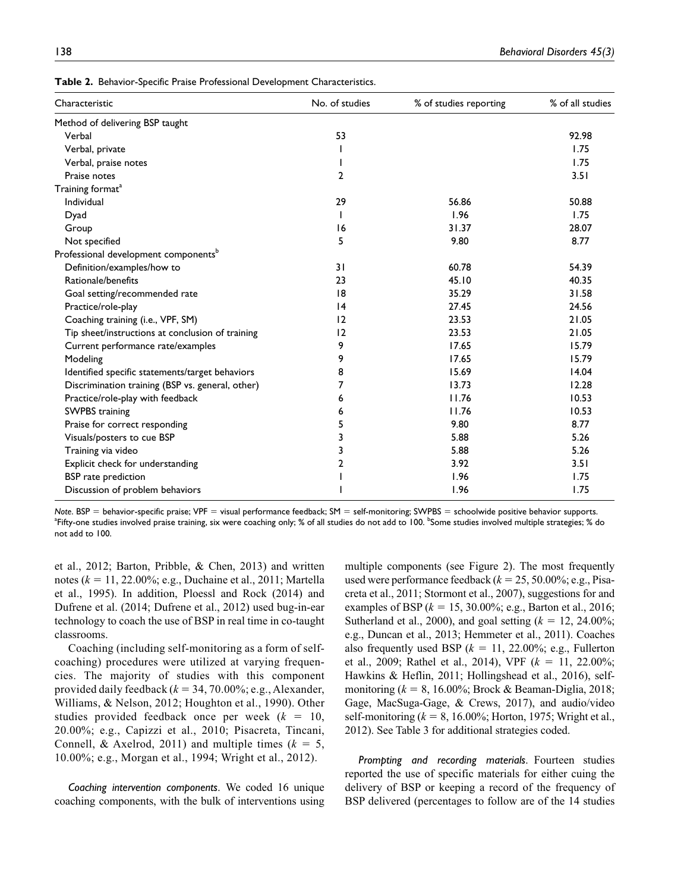**Table 2.** Behavior-Specific Praise Professional Development Characteristics.

| Characteristic | No. of studies | % of studies reporting | % of all studies |
|---|---|---|---|
| Method of delivering BSP taught | | | |
| Verbal | 53 | | 92.98 |
| Verbal, private | 1 | | 1.75 |
| Verbal, praise notes | 1 | | 1.75 |
| Praise notes | 2 | | 3.51 |
| Training format[a] | | | |
| Individual | 29 | 56.86 | 50.88 |
| Dyad | 1 | 1.96 | 1.75 |
| Group | 16 | 31.37 | 28.07 |
| Not specified | 5 | 9.80 | 8.77 |
| Professional development components[b] | | | |
| Definition/examples/how to | 31 | 60.78 | 54.39 |
| Rationale/benefits | 23 | 45.10 | 40.35 |
| Goal setting/recommended rate | 18 | 35.29 | 31.58 |
| Practice/role-play | 14 | 27.45 | 24.56 |
| Coaching training (i.e., VPF, SM) | 12 | 23.53 | 21.05 |
| Tip sheet/instructions at conclusion of training | 12 | 23.53 | 21.05 |
| Current performance rate/examples | 9 | 17.65 | 15.79 |
| Modeling | 9 | 17.65 | 15.79 |
| Identified specific statements/target behaviors | 8 | 15.69 | 14.04 |
| Discrimination training (BSP vs. general, other) | 7 | 13.73 | 12.28 |
| Practice/role-play with feedback | 6 | 11.76 | 10.53 |
| SWPBS training | 6 | 11.76 | 10.53 |
| Praise for correct responding | 5 | 9.80 | 8.77 |
| Visuals/posters to cue BSP | 3 | 5.88 | 5.26 |
| Training via video | 3 | 5.88 | 5.26 |
| Explicit check for understanding | 2 | 3.92 | 3.51 |
| BSP rate prediction | 1 | 1.96 | 1.75 |
| Discussion of problem behaviors | 1 | 1.96 | 1.75 |

*Note.* BSP = behavior-specific praise; VPF = visual performance feedback; SM = self-monitoring; SWPBS = schoolwide positive behavior supports.
[a]Fifty-one studies involved praise training, six were coaching only; % of all studies do not add to 100. [b]Some studies involved multiple strategies; % do not add to 100.

et al., 2012; Barton, Pribble, & Chen, 2013) and written notes ($k$ = 11, 22.00%; e.g., Duchaine et al., 2011; Martella et al., 1995). In addition, Ploessl and Rock (2014) and Dufrene et al. (2014; Dufrene et al., 2012) used bug-in-ear technology to coach the use of BSP in real time in co-taught classrooms.

Coaching (including self-monitoring as a form of self-coaching) procedures were utilized at varying frequencies. The majority of studies with this component provided daily feedback ($k$ = 34, 70.00%; e.g., Alexander, Williams, & Nelson, 2012; Houghton et al., 1990). Other studies provided feedback once per week ($k$ = 10, 20.00%; e.g., Capizzi et al., 2010; Pisacreta, Tincani, Connell, & Axelrod, 2011) and multiple times ($k$ = 5, 10.00%; e.g., Morgan et al., 1994; Wright et al., 2012).

*Coaching intervention components*. We coded 16 unique coaching components, with the bulk of interventions using multiple components (see Figure 2). The most frequently used were performance feedback ($k$ = 25, 50.00%; e.g., Pisacreta et al., 2011; Stormont et al., 2007), suggestions for and examples of BSP ($k$ = 15, 30.00%; e.g., Barton et al., 2016; Sutherland et al., 2000), and goal setting ($k$ = 12, 24.00%; e.g., Duncan et al., 2013; Hemmeter et al., 2011). Coaches also frequently used BSP ($k$ = 11, 22.00%; e.g., Fullerton et al., 2009; Rathel et al., 2014), VPF ($k$ = 11, 22.00%; Hawkins & Heflin, 2011; Hollingshead et al., 2016), self-monitoring ($k$ = 8, 16.00%; Brock & Beaman-Diglia, 2018; Gage, MacSuga-Gage, & Crews, 2017), and audio/video self-monitoring ($k$ = 8, 16.00%; Horton, 1975; Wright et al., 2012). See Table 3 for additional strategies coded.

*Prompting and recording materials*. Fourteen studies reported the use of specific materials for either cuing the delivery of BSP or keeping a record of the frequency of BSP delivered (percentages to follow are of the 14 studies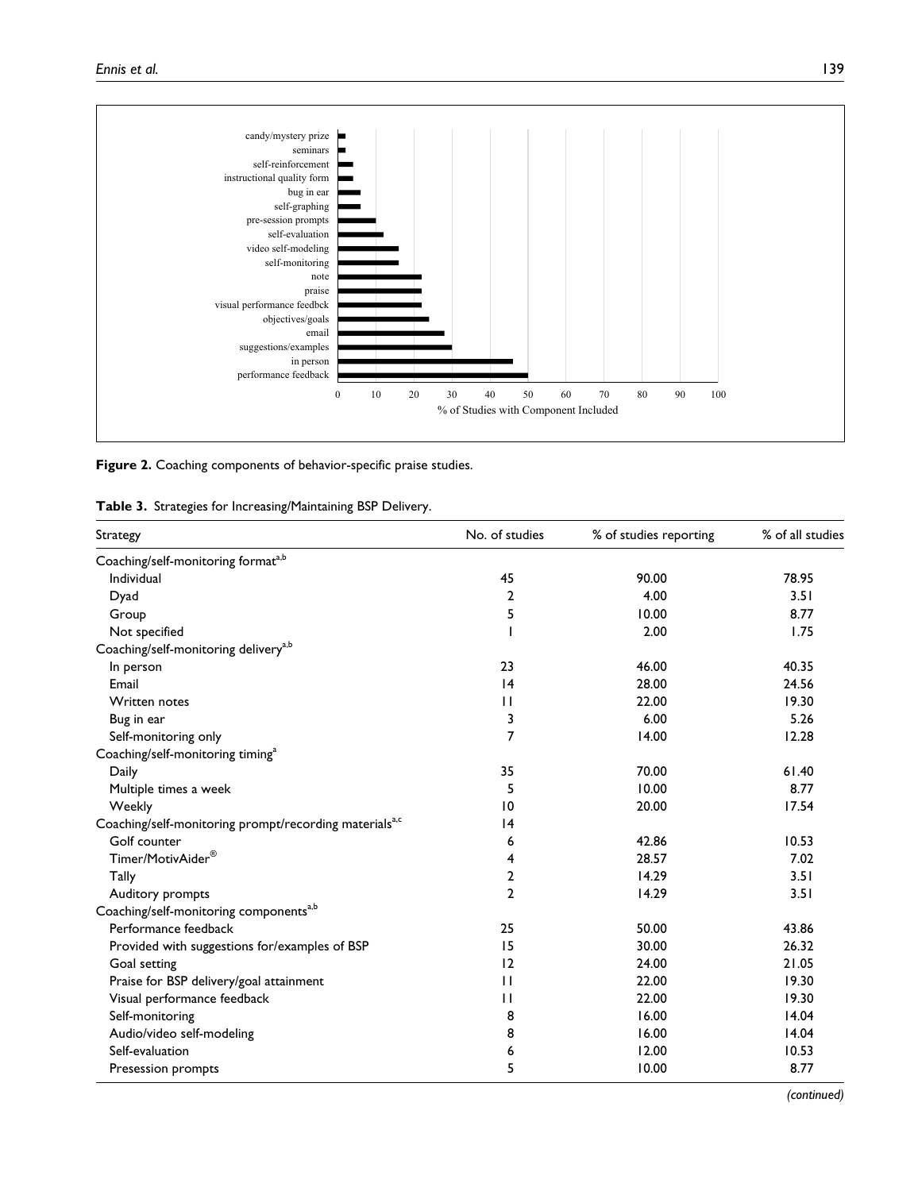**Figure 2.** Coaching components of behavior-specific praise studies.

**Table 3.** Strategies for Increasing/Maintaining BSP Delivery.

| Strategy | No. of studies | % of studies reporting | % of all studies |
|---|---|---|---|
| Coaching/self-monitoring format[a,b] | | | |
| Individual | 45 | 90.00 | 78.95 |
| Dyad | 2 | 4.00 | 3.51 |
| Group | 5 | 10.00 | 8.77 |
| Not specified | 1 | 2.00 | 1.75 |
| Coaching/self-monitoring delivery[a,b] | | | |
| In person | 23 | 46.00 | 40.35 |
| Email | 14 | 28.00 | 24.56 |
| Written notes | 11 | 22.00 | 19.30 |
| Bug in ear | 3 | 6.00 | 5.26 |
| Self-monitoring only | 7 | 14.00 | 12.28 |
| Coaching/self-monitoring timing[a] | | | |
| Daily | 35 | 70.00 | 61.40 |
| Multiple times a week | 5 | 10.00 | 8.77 |
| Weekly | 10 | 20.00 | 17.54 |
| Coaching/self-monitoring prompt/recording materials[a,c] | 14 | | |
| Golf counter | 6 | 42.86 | 10.53 |
| Timer/MotivAider® | 4 | 28.57 | 7.02 |
| Tally | 2 | 14.29 | 3.51 |
| Auditory prompts | 2 | 14.29 | 3.51 |
| Coaching/self-monitoring components[a,b] | | | |
| Performance feedback | 25 | 50.00 | 43.86 |
| Provided with suggestions for/examples of BSP | 15 | 30.00 | 26.32 |
| Goal setting | 12 | 24.00 | 21.05 |
| Praise for BSP delivery/goal attainment | 11 | 22.00 | 19.30 |
| Visual performance feedback | 11 | 22.00 | 19.30 |
| Self-monitoring | 8 | 16.00 | 14.04 |
| Audio/video self-modeling | 8 | 16.00 | 14.04 |
| Self-evaluation | 6 | 12.00 | 10.53 |
| Presession prompts | 5 | 10.00 | 8.77 |

*(continued)*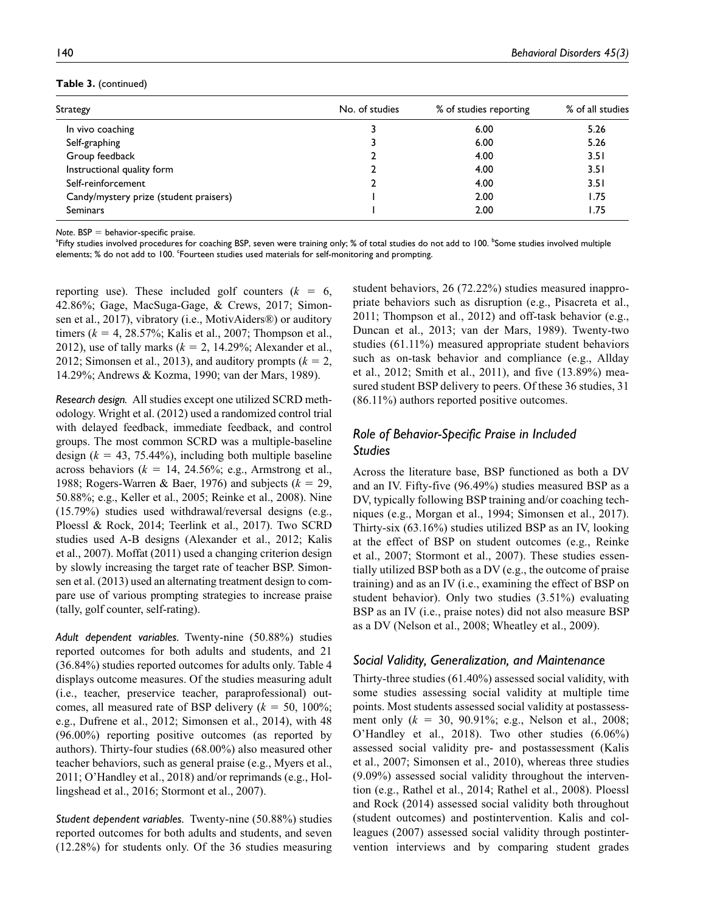**Table 3.** (continued)

| Strategy | No. of studies | % of studies reporting | % of all studies |
|---|---|---|---|
| In vivo coaching | 3 | 6.00 | 5.26 |
| Self-graphing | 3 | 6.00 | 5.26 |
| Group feedback | 2 | 4.00 | 3.51 |
| Instructional quality form | 2 | 4.00 | 3.51 |
| Self-reinforcement | 2 | 4.00 | 3.51 |
| Candy/mystery prize (student praisers) | 1 | 2.00 | 1.75 |
| Seminars | 1 | 2.00 | 1.75 |

*Note*. BSP = behavior-specific praise.
[a]Fifty studies involved procedures for coaching BSP, seven were training only; % of total studies do not add to 100. [b]Some studies involved multiple elements; % do not add to 100. [c]Fourteen studies used materials for self-monitoring and prompting.

reporting use). These included golf counters ($k$ = 6, 42.86%; Gage, MacSuga-Gage, & Crews, 2017; Simonsen et al., 2017), vibratory (i.e., MotivAiders®) or auditory timers ($k$ = 4, 28.57%; Kalis et al., 2007; Thompson et al., 2012), use of tally marks ($k$ = 2, 14.29%; Alexander et al., 2012; Simonsen et al., 2013), and auditory prompts ($k$ = 2, 14.29%; Andrews & Kozma, 1990; van der Mars, 1989).

*Research design.* All studies except one utilized SCRD methodology. Wright et al. (2012) used a randomized control trial with delayed feedback, immediate feedback, and control groups. The most common SCRD was a multiple-baseline design ($k$ = 43, 75.44%), including both multiple baseline across behaviors ($k$ = 14, 24.56%; e.g., Armstrong et al., 1988; Rogers-Warren & Baer, 1976) and subjects ($k$ = 29, 50.88%; e.g., Keller et al., 2005; Reinke et al., 2008). Nine (15.79%) studies used withdrawal/reversal designs (e.g., Ploessl & Rock, 2014; Teerlink et al., 2017). Two SCRD studies used A-B designs (Alexander et al., 2012; Kalis et al., 2007). Moffat (2011) used a changing criterion design by slowly increasing the target rate of teacher BSP. Simonsen et al. (2013) used an alternating treatment design to compare use of various prompting strategies to increase praise (tally, golf counter, self-rating).

*Adult dependent variables.* Twenty-nine (50.88%) studies reported outcomes for both adults and students, and 21 (36.84%) studies reported outcomes for adults only. Table 4 displays outcome measures. Of the studies measuring adult (i.e., teacher, preservice teacher, paraprofessional) outcomes, all measured rate of BSP delivery ($k$ = 50, 100%; e.g., Dufrene et al., 2012; Simonsen et al., 2014), with 48 (96.00%) reporting positive outcomes (as reported by authors). Thirty-four studies (68.00%) also measured other teacher behaviors, such as general praise (e.g., Myers et al., 2011; O'Handley et al., 2018) and/or reprimands (e.g., Hollingshead et al., 2016; Stormont et al., 2007).

*Student dependent variables.* Twenty-nine (50.88%) studies reported outcomes for both adults and students, and seven (12.28%) for students only. Of the 36 studies measuring student behaviors, 26 (72.22%) studies measured inappropriate behaviors such as disruption (e.g., Pisacreta et al., 2011; Thompson et al., 2012) and off-task behavior (e.g., Duncan et al., 2013; van der Mars, 1989). Twenty-two studies (61.11%) measured appropriate student behaviors such as on-task behavior and compliance (e.g., Allday et al., 2012; Smith et al., 2011), and five (13.89%) measured student BSP delivery to peers. Of these 36 studies, 31 (86.11%) authors reported positive outcomes.

## Role of Behavior-Specific Praise in Included Studies

Across the literature base, BSP functioned as both a DV and an IV. Fifty-five (96.49%) studies measured BSP as a DV, typically following BSP training and/or coaching techniques (e.g., Morgan et al., 1994; Simonsen et al., 2017). Thirty-six (63.16%) studies utilized BSP as an IV, looking at the effect of BSP on student outcomes (e.g., Reinke et al., 2007; Stormont et al., 2007). These studies essentially utilized BSP both as a DV (e.g., the outcome of praise training) and as an IV (i.e., examining the effect of BSP on student behavior). Only two studies (3.51%) evaluating BSP as an IV (i.e., praise notes) did not also measure BSP as a DV (Nelson et al., 2008; Wheatley et al., 2009).

## Social Validity, Generalization, and Maintenance

Thirty-three studies (61.40%) assessed social validity, with some studies assessing social validity at multiple time points. Most students assessed social validity at postassessment only ($k$ = 30, 90.91%; e.g., Nelson et al., 2008; O'Handley et al., 2018). Two other studies (6.06%) assessed social validity pre- and postassessment (Kalis et al., 2007; Simonsen et al., 2010), whereas three studies (9.09%) assessed social validity throughout the intervention (e.g., Rathel et al., 2014; Rathel et al., 2008). Ploessl and Rock (2014) assessed social validity both throughout (student outcomes) and postintervention. Kalis and colleagues (2007) assessed social validity through postintervention interviews and by comparing student grades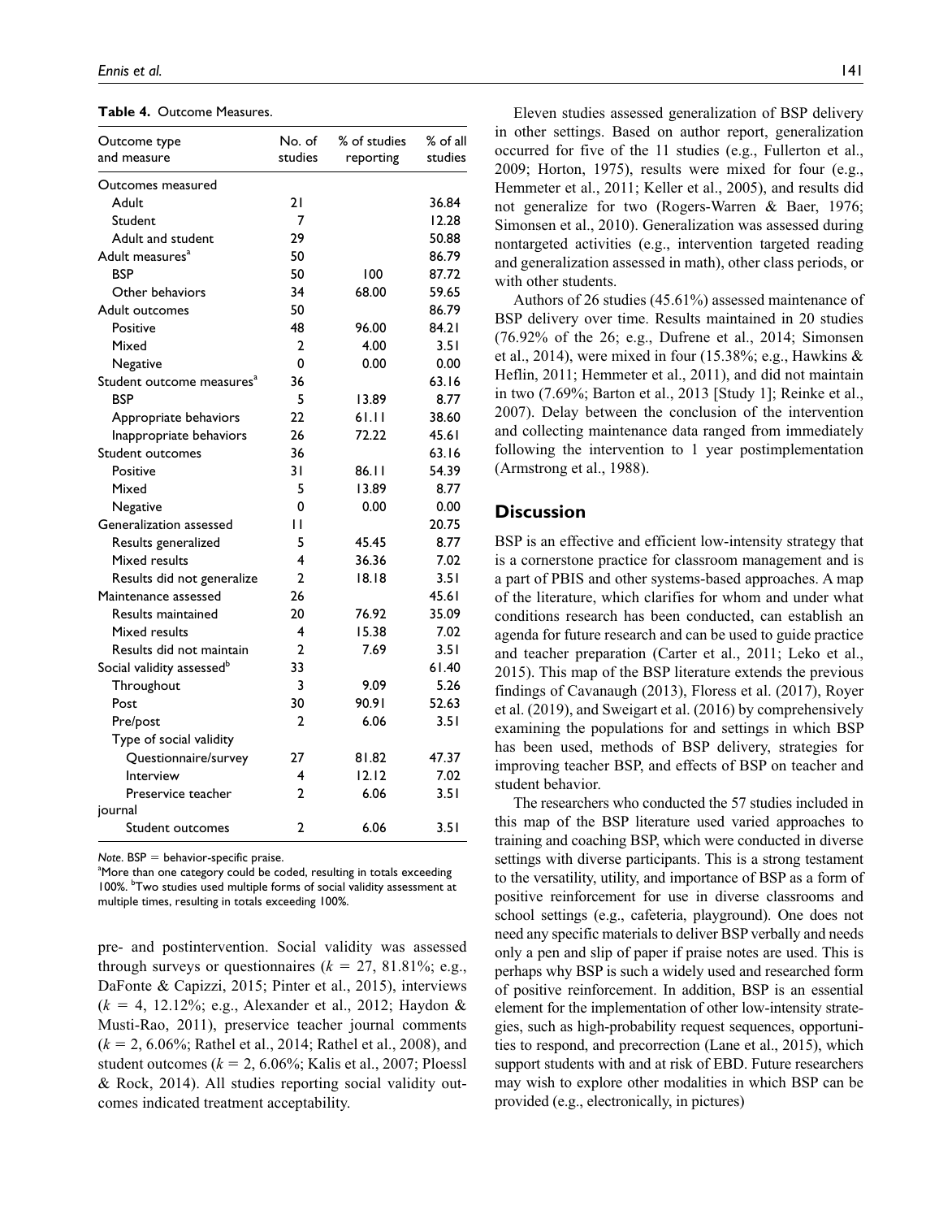**Table 4.** Outcome Measures.

| Outcome type and measure | No. of studies | % of studies reporting | % of all studies |
|---|---|---|---|
| Outcomes measured | | | |
| Adult | 21 | | 36.84 |
| Student | 7 | | 12.28 |
| Adult and student | 29 | | 50.88 |
| Adult measures[a] | 50 | | 86.79 |
| BSP | 50 | 100 | 87.72 |
| Other behaviors | 34 | 68.00 | 59.65 |
| Adult outcomes | 50 | | 86.79 |
| Positive | 48 | 96.00 | 84.21 |
| Mixed | 2 | 4.00 | 3.51 |
| Negative | 0 | 0.00 | 0.00 |
| Student outcome measures[a] | 36 | | 63.16 |
| BSP | 5 | 13.89 | 8.77 |
| Appropriate behaviors | 22 | 61.11 | 38.60 |
| Inappropriate behaviors | 26 | 72.22 | 45.61 |
| Student outcomes | 36 | | 63.16 |
| Positive | 31 | 86.11 | 54.39 |
| Mixed | 5 | 13.89 | 8.77 |
| Negative | 0 | 0.00 | 0.00 |
| Generalization assessed | 11 | | 20.75 |
| Results generalized | 5 | 45.45 | 8.77 |
| Mixed results | 4 | 36.36 | 7.02 |
| Results did not generalize | 2 | 18.18 | 3.51 |
| Maintenance assessed | 26 | | 45.61 |
| Results maintained | 20 | 76.92 | 35.09 |
| Mixed results | 4 | 15.38 | 7.02 |
| Results did not maintain | 2 | 7.69 | 3.51 |
| Social validity assessed[b] | 33 | | 61.40 |
| Throughout | 3 | 9.09 | 5.26 |
| Post | 30 | 90.91 | 52.63 |
| Pre/post | 2 | 6.06 | 3.51 |
| Type of social validity | | | |
| Questionnaire/survey | 27 | 81.82 | 47.37 |
| Interview | 4 | 12.12 | 7.02 |
| Preservice teacher journal | 2 | 6.06 | 3.51 |
| Student outcomes | 2 | 6.06 | 3.51 |

*Note*. BSP = behavior-specific praise.
[a]More than one category could be coded, resulting in totals exceeding 100%. [b]Two studies used multiple forms of social validity assessment at multiple times, resulting in totals exceeding 100%.

pre- and postintervention. Social validity was assessed through surveys or questionnaires ($k$ = 27, 81.81%; e.g., DaFonte & Capizzi, 2015; Pinter et al., 2015), interviews ($k$ = 4, 12.12%; e.g., Alexander et al., 2012; Haydon & Musti-Rao, 2011), preservice teacher journal comments ($k$ = 2, 6.06%; Rathel et al., 2014; Rathel et al., 2008), and student outcomes ($k$ = 2, 6.06%; Kalis et al., 2007; Ploessl & Rock, 2014). All studies reporting social validity outcomes indicated treatment acceptability.

Eleven studies assessed generalization of BSP delivery in other settings. Based on author report, generalization occurred for five of the 11 studies (e.g., Fullerton et al., 2009; Horton, 1975), results were mixed for four (e.g., Hemmeter et al., 2011; Keller et al., 2005), and results did not generalize for two (Rogers-Warren & Baer, 1976; Simonsen et al., 2010). Generalization was assessed during nontargeted activities (e.g., intervention targeted reading and generalization assessed in math), other class periods, or with other students.

Authors of 26 studies (45.61%) assessed maintenance of BSP delivery over time. Results maintained in 20 studies (76.92% of the 26; e.g., Dufrene et al., 2014; Simonsen et al., 2014), were mixed in four (15.38%; e.g., Hawkins & Heflin, 2011; Hemmeter et al., 2011), and did not maintain in two (7.69%; Barton et al., 2013 [Study 1]; Reinke et al., 2007). Delay between the conclusion of the intervention and collecting maintenance data ranged from immediately following the intervention to 1 year postimplementation (Armstrong et al., 1988).

## Discussion

BSP is an effective and efficient low-intensity strategy that is a cornerstone practice for classroom management and is a part of PBIS and other systems-based approaches. A map of the literature, which clarifies for whom and under what conditions research has been conducted, can establish an agenda for future research and can be used to guide practice and teacher preparation (Carter et al., 2011; Leko et al., 2015). This map of the BSP literature extends the previous findings of Cavanaugh (2013), Floress et al. (2017), Royer et al. (2019), and Sweigart et al. (2016) by comprehensively examining the populations for and settings in which BSP has been used, methods of BSP delivery, strategies for improving teacher BSP, and effects of BSP on teacher and student behavior.

The researchers who conducted the 57 studies included in this map of the BSP literature used varied approaches to training and coaching BSP, which were conducted in diverse settings with diverse participants. This is a strong testament to the versatility, utility, and importance of BSP as a form of positive reinforcement for use in diverse classrooms and school settings (e.g., cafeteria, playground). One does not need any specific materials to deliver BSP verbally and needs only a pen and slip of paper if praise notes are used. This is perhaps why BSP is such a widely used and researched form of positive reinforcement. In addition, BSP is an essential element for the implementation of other low-intensity strategies, such as high-probability request sequences, opportunities to respond, and precorrection (Lane et al., 2015), which support students with and at risk of EBD. Future researchers may wish to explore other modalities in which BSP can be provided (e.g., electronically, in pictures)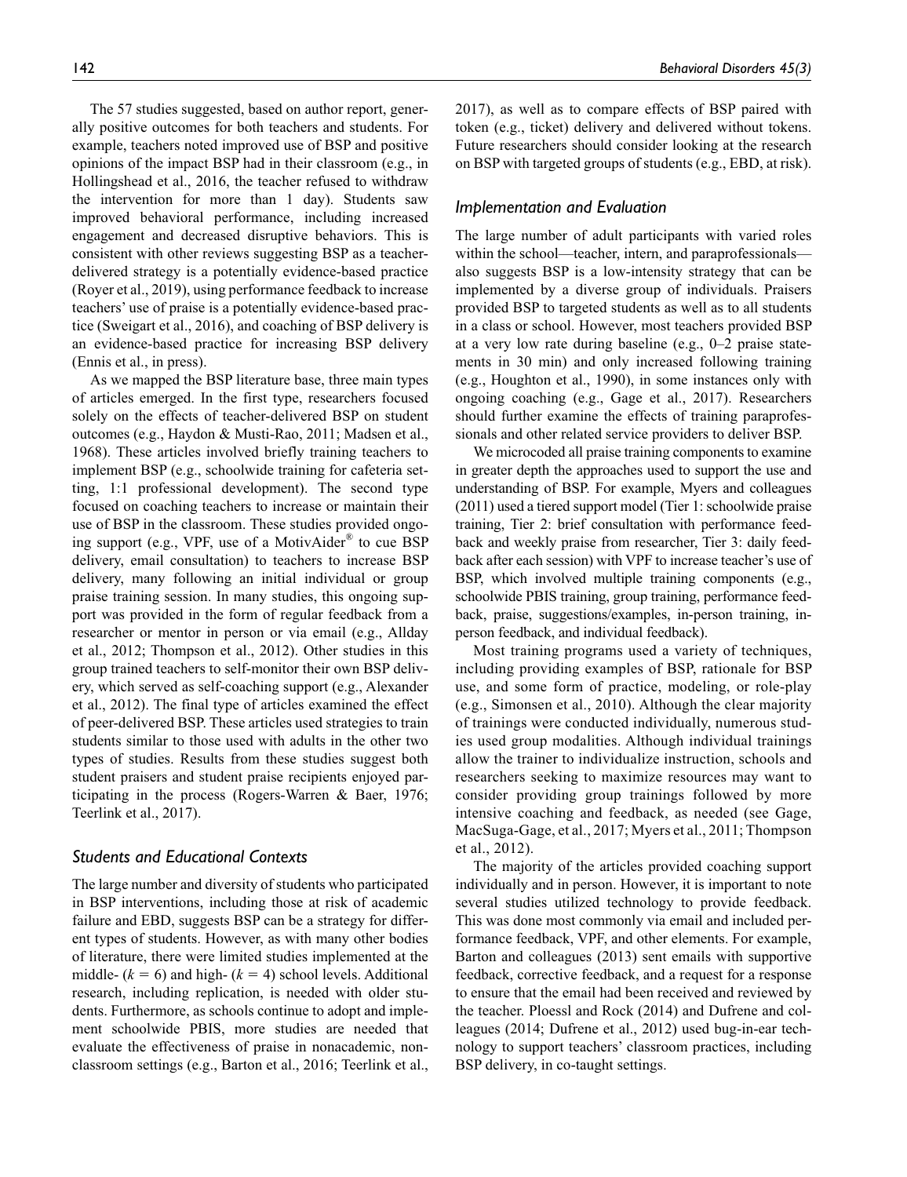The 57 studies suggested, based on author report, generally positive outcomes for both teachers and students. For example, teachers noted improved use of BSP and positive opinions of the impact BSP had in their classroom (e.g., in Hollingshead et al., 2016, the teacher refused to withdraw the intervention for more than 1 day). Students saw improved behavioral performance, including increased engagement and decreased disruptive behaviors. This is consistent with other reviews suggesting BSP as a teacher-delivered strategy is a potentially evidence-based practice (Royer et al., 2019), using performance feedback to increase teachers' use of praise is a potentially evidence-based practice (Sweigart et al., 2016), and coaching of BSP delivery is an evidence-based practice for increasing BSP delivery (Ennis et al., in press).

As we mapped the BSP literature base, three main types of articles emerged. In the first type, researchers focused solely on the effects of teacher-delivered BSP on student outcomes (e.g., Haydon & Musti-Rao, 2011; Madsen et al., 1968). These articles involved briefly training teachers to implement BSP (e.g., schoolwide training for cafeteria setting, 1:1 professional development). The second type focused on coaching teachers to increase or maintain their use of BSP in the classroom. These studies provided ongoing support (e.g., VPF, use of a MotivAider® to cue BSP delivery, email consultation) to teachers to increase BSP delivery, many following an initial individual or group praise training session. In many studies, this ongoing support was provided in the form of regular feedback from a researcher or mentor in person or via email (e.g., Allday et al., 2012; Thompson et al., 2012). Other studies in this group trained teachers to self-monitor their own BSP delivery, which served as self-coaching support (e.g., Alexander et al., 2012). The final type of articles examined the effect of peer-delivered BSP. These articles used strategies to train students similar to those used with adults in the other two types of studies. Results from these studies suggest both student praisers and student praise recipients enjoyed participating in the process (Rogers-Warren & Baer, 1976; Teerlink et al., 2017).

## Students and Educational Contexts

The large number and diversity of students who participated in BSP interventions, including those at risk of academic failure and EBD, suggests BSP can be a strategy for different types of students. However, as with many other bodies of literature, there were limited studies implemented at the middle- ($k = 6$) and high- ($k = 4$) school levels. Additional research, including replication, is needed with older students. Furthermore, as schools continue to adopt and implement schoolwide PBIS, more studies are needed that evaluate the effectiveness of praise in nonacademic, nonclassroom settings (e.g., Barton et al., 2016; Teerlink et al., 2017), as well as to compare effects of BSP paired with token (e.g., ticket) delivery and delivered without tokens. Future researchers should consider looking at the research on BSP with targeted groups of students (e.g., EBD, at risk).

## Implementation and Evaluation

The large number of adult participants with varied roles within the school—teacher, intern, and paraprofessionals—also suggests BSP is a low-intensity strategy that can be implemented by a diverse group of individuals. Praisers provided BSP to targeted students as well as to all students in a class or school. However, most teachers provided BSP at a very low rate during baseline (e.g., 0–2 praise statements in 30 min) and only increased following training (e.g., Houghton et al., 1990), in some instances only with ongoing coaching (e.g., Gage et al., 2017). Researchers should further examine the effects of training paraprofessionals and other related service providers to deliver BSP.

We microcoded all praise training components to examine in greater depth the approaches used to support the use and understanding of BSP. For example, Myers and colleagues (2011) used a tiered support model (Tier 1: schoolwide praise training, Tier 2: brief consultation with performance feedback and weekly praise from researcher, Tier 3: daily feedback after each session) with VPF to increase teacher's use of BSP, which involved multiple training components (e.g., schoolwide PBIS training, group training, performance feedback, praise, suggestions/examples, in-person training, in-person feedback, and individual feedback).

Most training programs used a variety of techniques, including providing examples of BSP, rationale for BSP use, and some form of practice, modeling, or role-play (e.g., Simonsen et al., 2010). Although the clear majority of trainings were conducted individually, numerous studies used group modalities. Although individual trainings allow the trainer to individualize instruction, schools and researchers seeking to maximize resources may want to consider providing group trainings followed by more intensive coaching and feedback, as needed (see Gage, MacSuga-Gage, et al., 2017; Myers et al., 2011; Thompson et al., 2012).

The majority of the articles provided coaching support individually and in person. However, it is important to note several studies utilized technology to provide feedback. This was done most commonly via email and included performance feedback, VPF, and other elements. For example, Barton and colleagues (2013) sent emails with supportive feedback, corrective feedback, and a request for a response to ensure that the email had been received and reviewed by the teacher. Ploessl and Rock (2014) and Dufrene and colleagues (2014; Dufrene et al., 2012) used bug-in-ear technology to support teachers' classroom practices, including BSP delivery, in co-taught settings.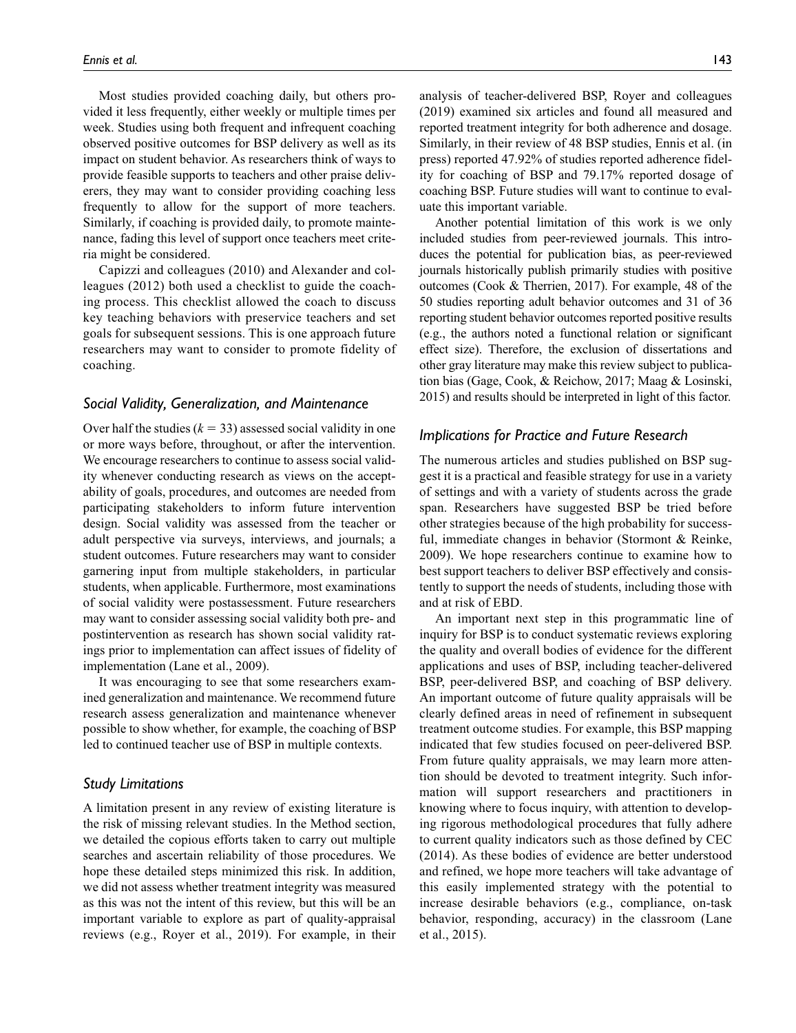Most studies provided coaching daily, but others provided it less frequently, either weekly or multiple times per week. Studies using both frequent and infrequent coaching observed positive outcomes for BSP delivery as well as its impact on student behavior. As researchers think of ways to provide feasible supports to teachers and other praise deliverers, they may want to consider providing coaching less frequently to allow for the support of more teachers. Similarly, if coaching is provided daily, to promote maintenance, fading this level of support once teachers meet criteria might be considered.

Capizzi and colleagues (2010) and Alexander and colleagues (2012) both used a checklist to guide the coaching process. This checklist allowed the coach to discuss key teaching behaviors with preservice teachers and set goals for subsequent sessions. This is one approach future researchers may want to consider to promote fidelity of coaching.

### Social Validity, Generalization, and Maintenance

Over half the studies ($k = 33$) assessed social validity in one or more ways before, throughout, or after the intervention. We encourage researchers to continue to assess social validity whenever conducting research as views on the acceptability of goals, procedures, and outcomes are needed from participating stakeholders to inform future intervention design. Social validity was assessed from the teacher or adult perspective via surveys, interviews, and journals; a student outcomes. Future researchers may want to consider garnering input from multiple stakeholders, in particular students, when applicable. Furthermore, most examinations of social validity were postassessment. Future researchers may want to consider assessing social validity both pre- and postintervention as research has shown social validity ratings prior to implementation can affect issues of fidelity of implementation (Lane et al., 2009).

It was encouraging to see that some researchers examined generalization and maintenance. We recommend future research assess generalization and maintenance whenever possible to show whether, for example, the coaching of BSP led to continued teacher use of BSP in multiple contexts.

### Study Limitations

A limitation present in any review of existing literature is the risk of missing relevant studies. In the Method section, we detailed the copious efforts taken to carry out multiple searches and ascertain reliability of those procedures. We hope these detailed steps minimized this risk. In addition, we did not assess whether treatment integrity was measured as this was not the intent of this review, but this will be an important variable to explore as part of quality-appraisal reviews (e.g., Royer et al., 2019). For example, in their analysis of teacher-delivered BSP, Royer and colleagues (2019) examined six articles and found all measured and reported treatment integrity for both adherence and dosage. Similarly, in their review of 48 BSP studies, Ennis et al. (in press) reported 47.92% of studies reported adherence fidelity for coaching of BSP and 79.17% reported dosage of coaching BSP. Future studies will want to continue to evaluate this important variable.

Another potential limitation of this work is we only included studies from peer-reviewed journals. This introduces the potential for publication bias, as peer-reviewed journals historically publish primarily studies with positive outcomes (Cook & Therrien, 2017). For example, 48 of the 50 studies reporting adult behavior outcomes and 31 of 36 reporting student behavior outcomes reported positive results (e.g., the authors noted a functional relation or significant effect size). Therefore, the exclusion of dissertations and other gray literature may make this review subject to publication bias (Gage, Cook, & Reichow, 2017; Maag & Losinski, 2015) and results should be interpreted in light of this factor.

### Implications for Practice and Future Research

The numerous articles and studies published on BSP suggest it is a practical and feasible strategy for use in a variety of settings and with a variety of students across the grade span. Researchers have suggested BSP be tried before other strategies because of the high probability for successful, immediate changes in behavior (Stormont & Reinke, 2009). We hope researchers continue to examine how to best support teachers to deliver BSP effectively and consistently to support the needs of students, including those with and at risk of EBD.

An important next step in this programmatic line of inquiry for BSP is to conduct systematic reviews exploring the quality and overall bodies of evidence for the different applications and uses of BSP, including teacher-delivered BSP, peer-delivered BSP, and coaching of BSP delivery. An important outcome of future quality appraisals will be clearly defined areas in need of refinement in subsequent treatment outcome studies. For example, this BSP mapping indicated that few studies focused on peer-delivered BSP. From future quality appraisals, we may learn more attention should be devoted to treatment integrity. Such information will support researchers and practitioners in knowing where to focus inquiry, with attention to developing rigorous methodological procedures that fully adhere to current quality indicators such as those defined by CEC (2014). As these bodies of evidence are better understood and refined, we hope more teachers will take advantage of this easily implemented strategy with the potential to increase desirable behaviors (e.g., compliance, on-task behavior, responding, accuracy) in the classroom (Lane et al., 2015).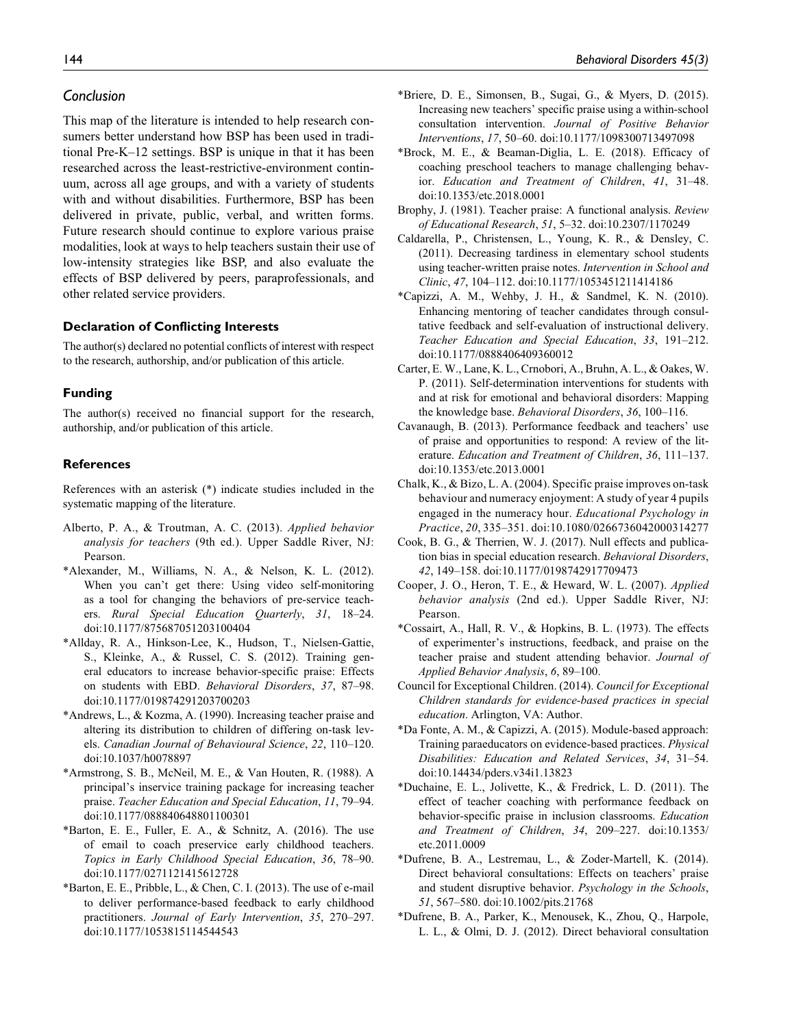## Conclusion

This map of the literature is intended to help research consumers better understand how BSP has been used in traditional Pre-K–12 settings. BSP is unique in that it has been researched across the least-restrictive-environment continuum, across all age groups, and with a variety of students with and without disabilities. Furthermore, BSP has been delivered in private, public, verbal, and written forms. Future research should continue to explore various praise modalities, look at ways to help teachers sustain their use of low-intensity strategies like BSP, and also evaluate the effects of BSP delivered by peers, paraprofessionals, and other related service providers.

### Declaration of Conflicting Interests

The author(s) declared no potential conflicts of interest with respect to the research, authorship, and/or publication of this article.

### Funding

The author(s) received no financial support for the research, authorship, and/or publication of this article.

### References

References with an asterisk (*) indicate studies included in the systematic mapping of the literature.

Alberto, P. A., & Troutman, A. C. (2013). *Applied behavior analysis for teachers* (9th ed.). Upper Saddle River, NJ: Pearson.

*Alexander, M., Williams, N. A., & Nelson, K. L. (2012). When you can't get there: Using video self-monitoring as a tool for changing the behaviors of pre-service teachers. *Rural Special Education Quarterly*, *31*, 18–24. doi:10.1177/875687051203100404

*Allday, R. A., Hinkson-Lee, K., Hudson, T., Nielsen-Gattie, S., Kleinke, A., & Russel, C. S. (2012). Training general educators to increase behavior-specific praise: Effects on students with EBD. *Behavioral Disorders*, *37*, 87–98. doi:10.1177/019874291203700203

*Andrews, L., & Kozma, A. (1990). Increasing teacher praise and altering its distribution to children of differing on-task levels. *Canadian Journal of Behavioural Science*, *22*, 110–120. doi:10.1037/h0078897

*Armstrong, S. B., McNeil, M. E., & Van Houten, R. (1988). A principal's inservice training package for increasing teacher praise. *Teacher Education and Special Education*, *11*, 79–94. doi:10.1177/088840648801100301

*Barton, E. E., Fuller, E. A., & Schnitz, A. (2016). The use of email to coach preservice early childhood teachers. *Topics in Early Childhood Special Education*, *36*, 78–90. doi:10.1177/0271121415612728

*Barton, E. E., Pribble, L., & Chen, C. I. (2013). The use of e-mail to deliver performance-based feedback to early childhood practitioners. *Journal of Early Intervention*, *35*, 270–297. doi:10.1177/1053815114544543

*Briere, D. E., Simonsen, B., Sugai, G., & Myers, D. (2015). Increasing new teachers' specific praise using a within-school consultation intervention. *Journal of Positive Behavior Interventions*, *17*, 50–60. doi:10.1177/1098300713497098

*Brock, M. E., & Beaman-Diglia, L. E. (2018). Efficacy of coaching preschool teachers to manage challenging behavior. *Education and Treatment of Children*, *41*, 31–48. doi:10.1353/etc.2018.0001

Brophy, J. (1981). Teacher praise: A functional analysis. *Review of Educational Research*, *51*, 5–32. doi:10.2307/1170249

Caldarella, P., Christensen, L., Young, K. R., & Densley, C. (2011). Decreasing tardiness in elementary school students using teacher-written praise notes. *Intervention in School and Clinic*, *47*, 104–112. doi:10.1177/1053451211414186

*Capizzi, A. M., Wehby, J. H., & Sandmel, K. N. (2010). Enhancing mentoring of teacher candidates through consultative feedback and self-evaluation of instructional delivery. *Teacher Education and Special Education*, *33*, 191–212. doi:10.1177/0888406409360012

Carter, E. W., Lane, K. L., Crnobori, A., Bruhn, A. L., & Oakes, W. P. (2011). Self-determination interventions for students with and at risk for emotional and behavioral disorders: Mapping the knowledge base. *Behavioral Disorders*, *36*, 100–116.

Cavanaugh, B. (2013). Performance feedback and teachers' use of praise and opportunities to respond: A review of the literature. *Education and Treatment of Children*, *36*, 111–137. doi:10.1353/etc.2013.0001

Chalk, K., & Bizo, L. A. (2004). Specific praise improves on-task behaviour and numeracy enjoyment: A study of year 4 pupils engaged in the numeracy hour. *Educational Psychology in Practice*, *20*, 335–351. doi:10.1080/0266736042000314277

Cook, B. G., & Therrien, W. J. (2017). Null effects and publication bias in special education research. *Behavioral Disorders*, *42*, 149–158. doi:10.1177/0198742917709473

Cooper, J. O., Heron, T. E., & Heward, W. L. (2007). *Applied behavior analysis* (2nd ed.). Upper Saddle River, NJ: Pearson.

*Cossairt, A., Hall, R. V., & Hopkins, B. L. (1973). The effects of experimenter's instructions, feedback, and praise on the teacher praise and student attending behavior. *Journal of Applied Behavior Analysis*, *6*, 89–100.

Council for Exceptional Children. (2014). *Council for Exceptional Children standards for evidence-based practices in special education*. Arlington, VA: Author.

*Da Fonte, A. M., & Capizzi, A. (2015). Module-based approach: Training paraeducators on evidence-based practices. *Physical Disabilities: Education and Related Services*, *34*, 31–54. doi:10.14434/pders.v34i1.13823

*Duchaine, E. L., Jolivette, K., & Fredrick, L. D. (2011). The effect of teacher coaching with performance feedback on behavior-specific praise in inclusion classrooms. *Education and Treatment of Children*, *34*, 209–227. doi:10.1353/etc.2011.0009

*Dufrene, B. A., Lestremau, L., & Zoder-Martell, K. (2014). Direct behavioral consultations: Effects on teachers' praise and student disruptive behavior. *Psychology in the Schools*, *51*, 567–580. doi:10.1002/pits.21768

*Dufrene, B. A., Parker, K., Menousek, K., Zhou, Q., Harpole, L. L., & Olmi, D. J. (2012). Direct behavioral consultation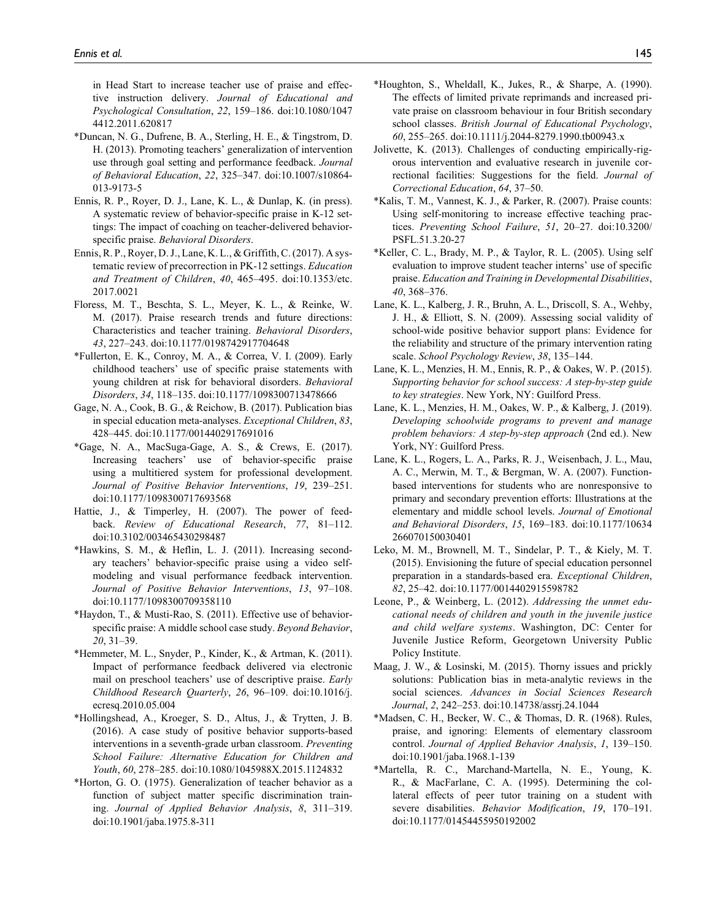in Head Start to increase teacher use of praise and effective instruction delivery. *Journal of Educational and Psychological Consultation*, *22*, 159–186. doi:10.1080/10474412.2011.620817

*Duncan, N. G., Dufrene, B. A., Sterling, H. E., & Tingstrom, D. H. (2013). Promoting teachers' generalization of intervention use through goal setting and performance feedback. *Journal of Behavioral Education*, *22*, 325–347. doi:10.1007/s10864-013-9173-5

Ennis, R. P., Royer, D. J., Lane, K. L., & Dunlap, K. (in press). A systematic review of behavior-specific praise in K-12 settings: The impact of coaching on teacher-delivered behavior-specific praise. *Behavioral Disorders*.

Ennis, R. P., Royer, D. J., Lane, K. L., & Griffith, C. (2017). A systematic review of precorrection in PK-12 settings. *Education and Treatment of Children*, *40*, 465–495. doi:10.1353/etc.2017.0021

Floress, M. T., Beschta, S. L., Meyer, K. L., & Reinke, W. M. (2017). Praise research trends and future directions: Characteristics and teacher training. *Behavioral Disorders*, *43*, 227–243. doi:10.1177/0198742917704648

*Fullerton, E. K., Conroy, M. A., & Correa, V. I. (2009). Early childhood teachers' use of specific praise statements with young children at risk for behavioral disorders. *Behavioral Disorders*, *34*, 118–135. doi:10.1177/1098300713478666

Gage, N. A., Cook, B. G., & Reichow, B. (2017). Publication bias in special education meta-analyses. *Exceptional Children*, *83*, 428–445. doi:10.1177/0014402917691016

*Gage, N. A., MacSuga-Gage, A. S., & Crews, E. (2017). Increasing teachers' use of behavior-specific praise using a multitiered system for professional development. *Journal of Positive Behavior Interventions*, *19*, 239–251. doi:10.1177/1098300717693568

Hattie, J., & Timperley, H. (2007). The power of feedback. *Review of Educational Research*, *77*, 81–112. doi:10.3102/003465430298487

*Hawkins, S. M., & Heflin, L. J. (2011). Increasing secondary teachers' behavior-specific praise using a video self-modeling and visual performance feedback intervention. *Journal of Positive Behavior Interventions*, *13*, 97–108. doi:10.1177/1098300709358110

*Haydon, T., & Musti-Rao, S. (2011). Effective use of behavior-specific praise: A middle school case study. *Beyond Behavior*, *20*, 31–39.

*Hemmeter, M. L., Snyder, P., Kinder, K., & Artman, K. (2011). Impact of performance feedback delivered via electronic mail on preschool teachers' use of descriptive praise. *Early Childhood Research Quarterly*, *26*, 96–109. doi:10.1016/j.ecresq.2010.05.004

*Hollingshead, A., Kroeger, S. D., Altus, J., & Trytten, J. B. (2016). A case study of positive behavior supports-based interventions in a seventh-grade urban classroom. *Preventing School Failure: Alternative Education for Children and Youth*, *60*, 278–285. doi:10.1080/1045988X.2015.1124832

*Horton, G. O. (1975). Generalization of teacher behavior as a function of subject matter specific discrimination training. *Journal of Applied Behavior Analysis*, *8*, 311–319. doi:10.1901/jaba.1975.8-311

*Houghton, S., Wheldall, K., Jukes, R., & Sharpe, A. (1990). The effects of limited private reprimands and increased private praise on classroom behaviour in four British secondary school classes. *British Journal of Educational Psychology*, *60*, 255–265. doi:10.1111/j.2044-8279.1990.tb00943.x

Jolivette, K. (2013). Challenges of conducting empirically-rigorous intervention and evaluative research in juvenile correctional facilities: Suggestions for the field. *Journal of Correctional Education*, *64*, 37–50.

*Kalis, T. M., Vannest, K. J., & Parker, R. (2007). Praise counts: Using self-monitoring to increase effective teaching practices. *Preventing School Failure*, *51*, 20–27. doi:10.3200/PSFL.51.3.20-27

*Keller, C. L., Brady, M. P., & Taylor, R. L. (2005). Using self evaluation to improve student teacher interns' use of specific praise. *Education and Training in Developmental Disabilities*, *40*, 368–376.

Lane, K. L., Kalberg, J. R., Bruhn, A. L., Driscoll, S. A., Wehby, J. H., & Elliott, S. N. (2009). Assessing social validity of school-wide positive behavior support plans: Evidence for the reliability and structure of the primary intervention rating scale. *School Psychology Review*, *38*, 135–144.

Lane, K. L., Menzies, H. M., Ennis, R. P., & Oakes, W. P. (2015). *Supporting behavior for school success: A step-by-step guide to key strategies*. New York, NY: Guilford Press.

Lane, K. L., Menzies, H. M., Oakes, W. P., & Kalberg, J. (2019). *Developing schoolwide programs to prevent and manage problem behaviors: A step-by-step approach* (2nd ed.). New York, NY: Guilford Press.

Lane, K. L., Rogers, L. A., Parks, R. J., Weisenbach, J. L., Mau, A. C., Merwin, M. T., & Bergman, W. A. (2007). Function-based interventions for students who are nonresponsive to primary and secondary prevention efforts: Illustrations at the elementary and middle school levels. *Journal of Emotional and Behavioral Disorders*, *15*, 169–183. doi:10.1177/10634266070150030401

Leko, M. M., Brownell, M. T., Sindelar, P. T., & Kiely, M. T. (2015). Envisioning the future of special education personnel preparation in a standards-based era. *Exceptional Children*, *82*, 25–42. doi:10.1177/0014402915598782

Leone, P., & Weinberg, L. (2012). *Addressing the unmet educational needs of children and youth in the juvenile justice and child welfare systems*. Washington, DC: Center for Juvenile Justice Reform, Georgetown University Public Policy Institute.

Maag, J. W., & Losinski, M. (2015). Thorny issues and prickly solutions: Publication bias in meta-analytic reviews in the social sciences. *Advances in Social Sciences Research Journal*, *2*, 242–253. doi:10.14738/assrj.24.1044

*Madsen, C. H., Becker, W. C., & Thomas, D. R. (1968). Rules, praise, and ignoring: Elements of elementary classroom control. *Journal of Applied Behavior Analysis*, *1*, 139–150. doi:10.1901/jaba.1968.1-139

*Martella, R. C., Marchand-Martella, N. E., Young, K. R., & MacFarlane, C. A. (1995). Determining the collateral effects of peer tutor training on a student with severe disabilities. *Behavior Modification*, *19*, 170–191. doi:10.1177/01454455950192002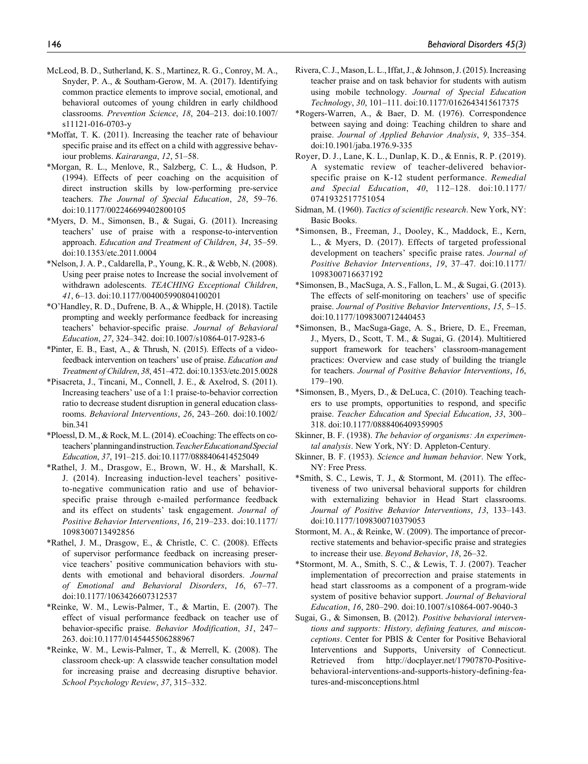McLeod, B. D., Sutherland, K. S., Martinez, R. G., Conroy, M. A., Snyder, P. A., & Southam-Gerow, M. A. (2017). Identifying common practice elements to improve social, emotional, and behavioral outcomes of young children in early childhood classrooms. *Prevention Science*, *18*, 204–213. doi:10.1007/s11121-016-0703-y

*Moffat, T. K. (2011). Increasing the teacher rate of behaviour specific praise and its effect on a child with aggressive behaviour problems. *Kairaranga*, *12*, 51–58.

*Morgan, R. L., Menlove, R., Salzberg, C. L., & Hudson, P. (1994). Effects of peer coaching on the acquisition of direct instruction skills by low-performing pre-service teachers. *The Journal of Special Education*, *28*, 59–76. doi:10.1177/002246699402800105

*Myers, D. M., Simonsen, B., & Sugai, G. (2011). Increasing teachers' use of praise with a response-to-intervention approach. *Education and Treatment of Children*, *34*, 35–59. doi:10.1353/etc.2011.0004

*Nelson, J. A. P., Caldarella, P., Young, K. R., & Webb, N. (2008). Using peer praise notes to Increase the social involvement of withdrawn adolescents. *TEACHING Exceptional Children*, *41*, 6–13. doi:10.1177/004005990804100201

*O'Handley, R. D., Dufrene, B. A., & Whipple, H. (2018). Tactile prompting and weekly performance feedback for increasing teachers' behavior-specific praise. *Journal of Behavioral Education*, *27*, 324–342. doi:10.1007/s10864-017-9283-6

*Pinter, E. B., East, A., & Thrush, N. (2015). Effects of a video-feedback intervention on teachers' use of praise. *Education and Treatment of Children*, *38*, 451–472. doi:10.1353/etc.2015.0028

*Pisacreta, J., Tincani, M., Connell, J. E., & Axelrod, S. (2011). Increasing teachers' use of a 1:1 praise-to-behavior correction ratio to decrease student disruption in general education classrooms. *Behavioral Interventions*, *26*, 243–260. doi:10.1002/bin.341

*Ploessl, D. M., & Rock, M. L. (2014). eCoaching: The effects on co-teachers' planning and instruction. *Teacher Education and Special Education*, *37*, 191–215. doi:10.1177/0888406414525049

*Rathel, J. M., Drasgow, E., Brown, W. H., & Marshall, K. J. (2014). Increasing induction-level teachers' positive-to-negative communication ratio and use of behavior-specific praise through e-mailed performance feedback and its effect on students' task engagement. *Journal of Positive Behavior Interventions*, *16*, 219–233. doi:10.1177/1098300713492856

*Rathel, J. M., Drasgow, E., & Christle, C. C. (2008). Effects of supervisor performance feedback on increasing preservice teachers' positive communication behaviors with students with emotional and behavioral disorders. *Journal of Emotional and Behavioral Disorders*, *16*, 67–77. doi:10.1177/1063426607312537

*Reinke, W. M., Lewis-Palmer, T., & Martin, E. (2007). The effect of visual performance feedback on teacher use of behavior-specific praise. *Behavior Modification*, *31*, 247–263. doi:10.1177/0145445506288967

*Reinke, W. M., Lewis-Palmer, T., & Merrell, K. (2008). The classroom check-up: A classwide teacher consultation model for increasing praise and decreasing disruptive behavior. *School Psychology Review*, *37*, 315–332.

Rivera, C. J., Mason, L. L., Iffat, J., & Johnson, J. (2015). Increasing teacher praise and on task behavior for students with autism using mobile technology. *Journal of Special Education Technology*, *30*, 101–111. doi:10.1177/0162643415617375

*Rogers-Warren, A., & Baer, D. M. (1976). Correspondence between saying and doing: Teaching children to share and praise. *Journal of Applied Behavior Analysis*, *9*, 335–354. doi:10.1901/jaba.1976.9-335

Royer, D. J., Lane, K. L., Dunlap, K. D., & Ennis, R. P. (2019). A systematic review of teacher-delivered behavior-specific praise on K-12 student performance. *Remedial and Special Education*, *40*, 112–128. doi:10.1177/0741932517751054

Sidman, M. (1960). *Tactics of scientific research*. New York, NY: Basic Books.

*Simonsen, B., Freeman, J., Dooley, K., Maddock, E., Kern, L., & Myers, D. (2017). Effects of targeted professional development on teachers' specific praise rates. *Journal of Positive Behavior Interventions*, *19*, 37–47. doi:10.1177/1098300716637192

*Simonsen, B., MacSuga, A. S., Fallon, L. M., & Sugai, G. (2013). The effects of self-monitoring on teachers' use of specific praise. *Journal of Positive Behavior Interventions*, *15*, 5–15. doi:10.1177/1098300712440453

*Simonsen, B., MacSuga-Gage, A. S., Briere, D. E., Freeman, J., Myers, D., Scott, T. M., & Sugai, G. (2014). Multitiered support framework for teachers' classroom-management practices: Overview and case study of building the triangle for teachers. *Journal of Positive Behavior Interventions*, *16*, 179–190.

*Simonsen, B., Myers, D., & DeLuca, C. (2010). Teaching teachers to use prompts, opportunities to respond, and specific praise. *Teacher Education and Special Education*, *33*, 300–318. doi:10.1177/0888406409359905

Skinner, B. F. (1938). *The behavior of organisms: An experimental analysis*. New York, NY: D. Appleton-Century.

Skinner, B. F. (1953). *Science and human behavior*. New York, NY: Free Press.

*Smith, S. C., Lewis, T. J., & Stormont, M. (2011). The effectiveness of two universal behavioral supports for children with externalizing behavior in Head Start classrooms. *Journal of Positive Behavior Interventions*, *13*, 133–143. doi:10.1177/1098300710379053

Stormont, M. A., & Reinke, W. (2009). The importance of precorrective statements and behavior-specific praise and strategies to increase their use. *Beyond Behavior*, *18*, 26–32.

*Stormont, M. A., Smith, S. C., & Lewis, T. J. (2007). Teacher implementation of precorrection and praise statements in head start classrooms as a component of a program-wide system of positive behavior support. *Journal of Behavioral Education*, *16*, 280–290. doi:10.1007/s10864-007-9040-3

Sugai, G., & Simonsen, B. (2012). *Positive behavioral interventions and supports: History, defining features, and misconceptions*. Center for PBIS & Center for Positive Behavioral Interventions and Supports, University of Connecticut. Retrieved from http://docplayer.net/17907870-Positive-behavioral-interventions-and-supports-history-defining-features-and-misconceptions.html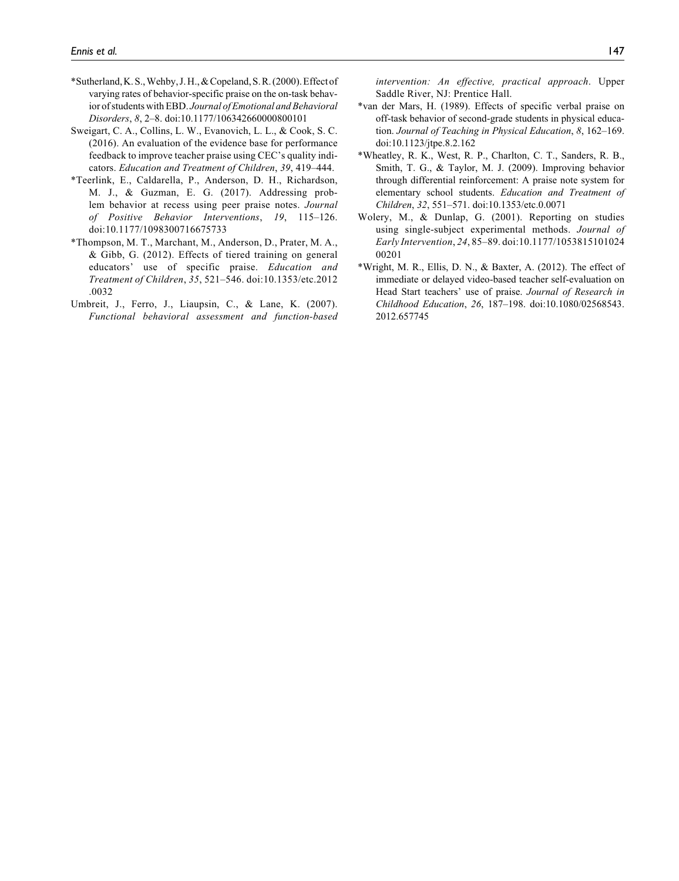*Sutherland, K. S., Wehby, J. H., & Copeland, S. R. (2000). Effect of varying rates of behavior-specific praise on the on-task behavior of students with EBD. *Journal of Emotional and Behavioral Disorders*, *8*, 2–8. doi:10.1177/106342660000800101

Sweigart, C. A., Collins, L. W., Evanovich, L. L., & Cook, S. C. (2016). An evaluation of the evidence base for performance feedback to improve teacher praise using CEC's quality indicators. *Education and Treatment of Children*, *39*, 419–444.

*Teerlink, E., Caldarella, P., Anderson, D. H., Richardson, M. J., & Guzman, E. G. (2017). Addressing problem behavior at recess using peer praise notes. *Journal of Positive Behavior Interventions*, *19*, 115–126. doi:10.1177/1098300716675733

*Thompson, M. T., Marchant, M., Anderson, D., Prater, M. A., & Gibb, G. (2012). Effects of tiered training on general educators' use of specific praise. *Education and Treatment of Children*, *35*, 521–546. doi:10.1353/etc.2012.0032

Umbreit, J., Ferro, J., Liaupsin, C., & Lane, K. (2007). *Functional behavioral assessment and function-based intervention: An effective, practical approach*. Upper Saddle River, NJ: Prentice Hall.

*van der Mars, H. (1989). Effects of specific verbal praise on off-task behavior of second-grade students in physical education. *Journal of Teaching in Physical Education*, *8*, 162–169. doi:10.1123/jtpe.8.2.162

*Wheatley, R. K., West, R. P., Charlton, C. T., Sanders, R. B., Smith, T. G., & Taylor, M. J. (2009). Improving behavior through differential reinforcement: A praise note system for elementary school students. *Education and Treatment of Children*, *32*, 551–571. doi:10.1353/etc.0.0071

Wolery, M., & Dunlap, G. (2001). Reporting on studies using single-subject experimental methods. *Journal of Early Intervention*, *24*, 85–89. doi:10.1177/105381510102400201

*Wright, M. R., Ellis, D. N., & Baxter, A. (2012). The effect of immediate or delayed video-based teacher self-evaluation on Head Start teachers' use of praise. *Journal of Research in Childhood Education*, *26*, 187–198. doi:10.1080/02568543.2012.657745